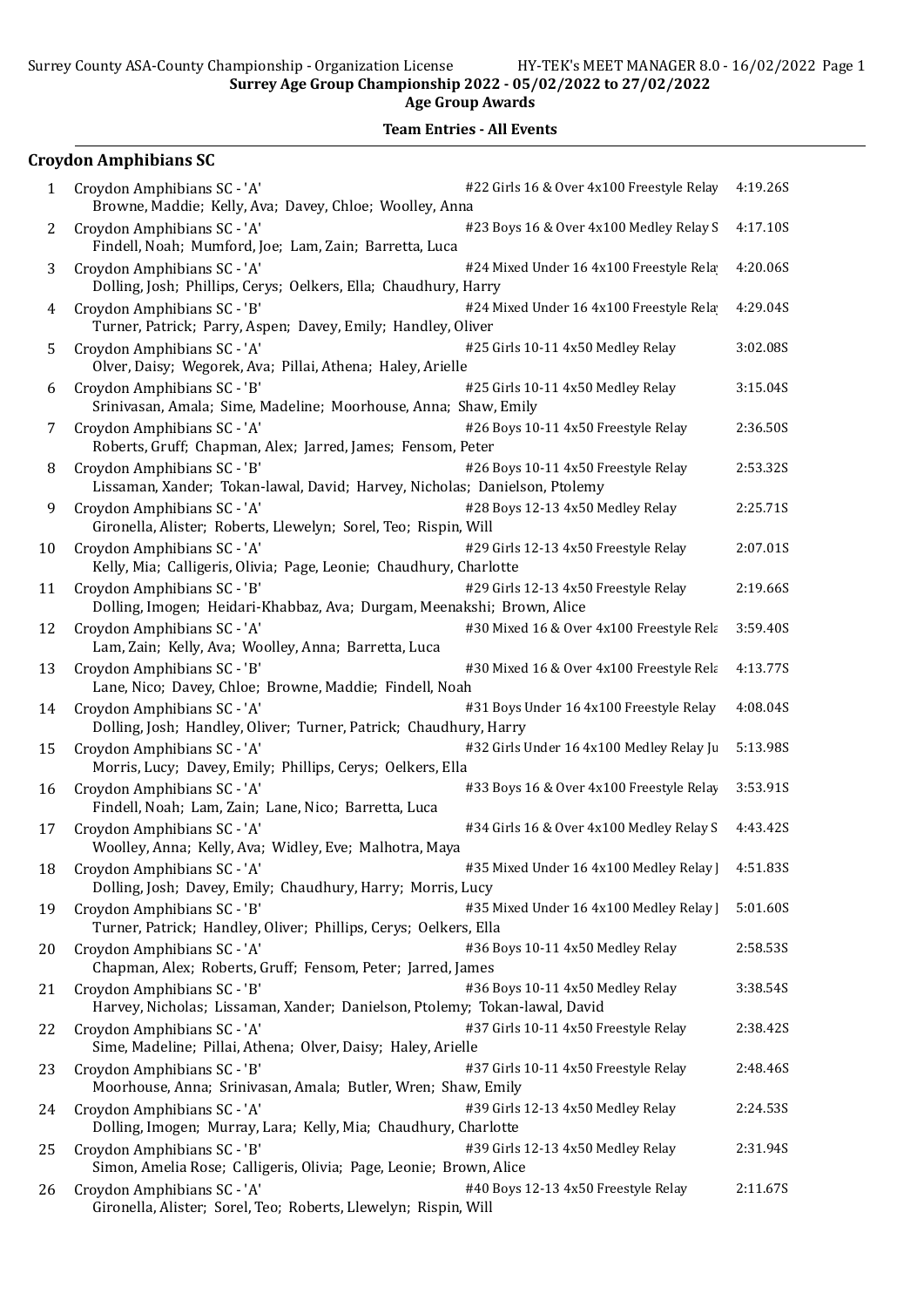Surrey Age Group Championship 2022 - 05/02/2022 to 27/02/2022

Age Group Awards

**Team Entries - All Events**

## Croydon Amphibians SC

| # | Team | Event | Time |
|---|---|---|---|
| 1 | Croydon Amphibians SC - 'A'<br>Browne, Maddie; Kelly, Ava; Davey, Chloe; Woolley, Anna | #22 Girls 16 & Over 4x100 Freestyle Relay | 4:19.26S |
| 2 | Croydon Amphibians SC - 'A'<br>Findell, Noah; Mumford, Joe; Lam, Zain; Barretta, Luca | #23 Boys 16 & Over 4x100 Medley Relay S | 4:17.10S |
| 3 | Croydon Amphibians SC - 'A'<br>Dolling, Josh; Phillips, Cerys; Oelkers, Ella; Chaudhury, Harry | #24 Mixed Under 16 4x100 Freestyle Rela | 4:20.06S |
| 4 | Croydon Amphibians SC - 'B'<br>Turner, Patrick; Parry, Aspen; Davey, Emily; Handley, Oliver | #24 Mixed Under 16 4x100 Freestyle Rela | 4:29.04S |
| 5 | Croydon Amphibians SC - 'A'<br>Olver, Daisy; Wegorek, Ava; Pillai, Athena; Haley, Arielle | #25 Girls 10-11 4x50 Medley Relay | 3:02.08S |
| 6 | Croydon Amphibians SC - 'B'<br>Srinivasan, Amala; Sime, Madeline; Moorhouse, Anna; Shaw, Emily | #25 Girls 10-11 4x50 Medley Relay | 3:15.04S |
| 7 | Croydon Amphibians SC - 'A'<br>Roberts, Gruff; Chapman, Alex; Jarred, James; Fensom, Peter | #26 Boys 10-11 4x50 Freestyle Relay | 2:36.50S |
| 8 | Croydon Amphibians SC - 'B'<br>Lissaman, Xander; Tokan-lawal, David; Harvey, Nicholas; Danielson, Ptolemy | #26 Boys 10-11 4x50 Freestyle Relay | 2:53.32S |
| 9 | Croydon Amphibians SC - 'A'<br>Gironella, Alister; Roberts, Llewelyn; Sorel, Teo; Rispin, Will | #28 Boys 12-13 4x50 Medley Relay | 2:25.71S |
| 10 | Croydon Amphibians SC - 'A'<br>Kelly, Mia; Calligeris, Olivia; Page, Leonie; Chaudhury, Charlotte | #29 Girls 12-13 4x50 Freestyle Relay | 2:07.01S |
| 11 | Croydon Amphibians SC - 'B'<br>Dolling, Imogen; Heidari-Khabbaz, Ava; Durgam, Meenakshi; Brown, Alice | #29 Girls 12-13 4x50 Freestyle Relay | 2:19.66S |
| 12 | Croydon Amphibians SC - 'A'<br>Lam, Zain; Kelly, Ava; Woolley, Anna; Barretta, Luca | #30 Mixed 16 & Over 4x100 Freestyle Rela | 3:59.40S |
| 13 | Croydon Amphibians SC - 'B'<br>Lane, Nico; Davey, Chloe; Browne, Maddie; Findell, Noah | #30 Mixed 16 & Over 4x100 Freestyle Rela | 4:13.77S |
| 14 | Croydon Amphibians SC - 'A'<br>Dolling, Josh; Handley, Oliver; Turner, Patrick; Chaudhury, Harry | #31 Boys Under 16 4x100 Freestyle Relay | 4:08.04S |
| 15 | Croydon Amphibians SC - 'A'<br>Morris, Lucy; Davey, Emily; Phillips, Cerys; Oelkers, Ella | #32 Girls Under 16 4x100 Medley Relay Ju | 5:13.98S |
| 16 | Croydon Amphibians SC - 'A'<br>Findell, Noah; Lam, Zain; Lane, Nico; Barretta, Luca | #33 Boys 16 & Over 4x100 Freestyle Relay | 3:53.91S |
| 17 | Croydon Amphibians SC - 'A'<br>Woolley, Anna; Kelly, Ava; Widley, Eve; Malhotra, Maya | #34 Girls 16 & Over 4x100 Medley Relay S | 4:43.42S |
| 18 | Croydon Amphibians SC - 'A'<br>Dolling, Josh; Davey, Emily; Chaudhury, Harry; Morris, Lucy | #35 Mixed Under 16 4x100 Medley Relay J | 4:51.83S |
| 19 | Croydon Amphibians SC - 'B'<br>Turner, Patrick; Handley, Oliver; Phillips, Cerys; Oelkers, Ella | #35 Mixed Under 16 4x100 Medley Relay J | 5:01.60S |
| 20 | Croydon Amphibians SC - 'A'<br>Chapman, Alex; Roberts, Gruff; Fensom, Peter; Jarred, James | #36 Boys 10-11 4x50 Medley Relay | 2:58.53S |
| 21 | Croydon Amphibians SC - 'B'<br>Harvey, Nicholas; Lissaman, Xander; Danielson, Ptolemy; Tokan-lawal, David | #36 Boys 10-11 4x50 Medley Relay | 3:38.54S |
| 22 | Croydon Amphibians SC - 'A'<br>Sime, Madeline; Pillai, Athena; Olver, Daisy; Haley, Arielle | #37 Girls 10-11 4x50 Freestyle Relay | 2:38.42S |
| 23 | Croydon Amphibians SC - 'B'<br>Moorhouse, Anna; Srinivasan, Amala; Butler, Wren; Shaw, Emily | #37 Girls 10-11 4x50 Freestyle Relay | 2:48.46S |
| 24 | Croydon Amphibians SC - 'A'<br>Dolling, Imogen; Murray, Lara; Kelly, Mia; Chaudhury, Charlotte | #39 Girls 12-13 4x50 Medley Relay | 2:24.53S |
| 25 | Croydon Amphibians SC - 'B'<br>Simon, Amelia Rose; Calligeris, Olivia; Page, Leonie; Brown, Alice | #39 Girls 12-13 4x50 Medley Relay | 2:31.94S |
| 26 | Croydon Amphibians SC - 'A'<br>Gironella, Alister; Sorel, Teo; Roberts, Llewelyn; Rispin, Will | #40 Boys 12-13 4x50 Freestyle Relay | 2:11.67S |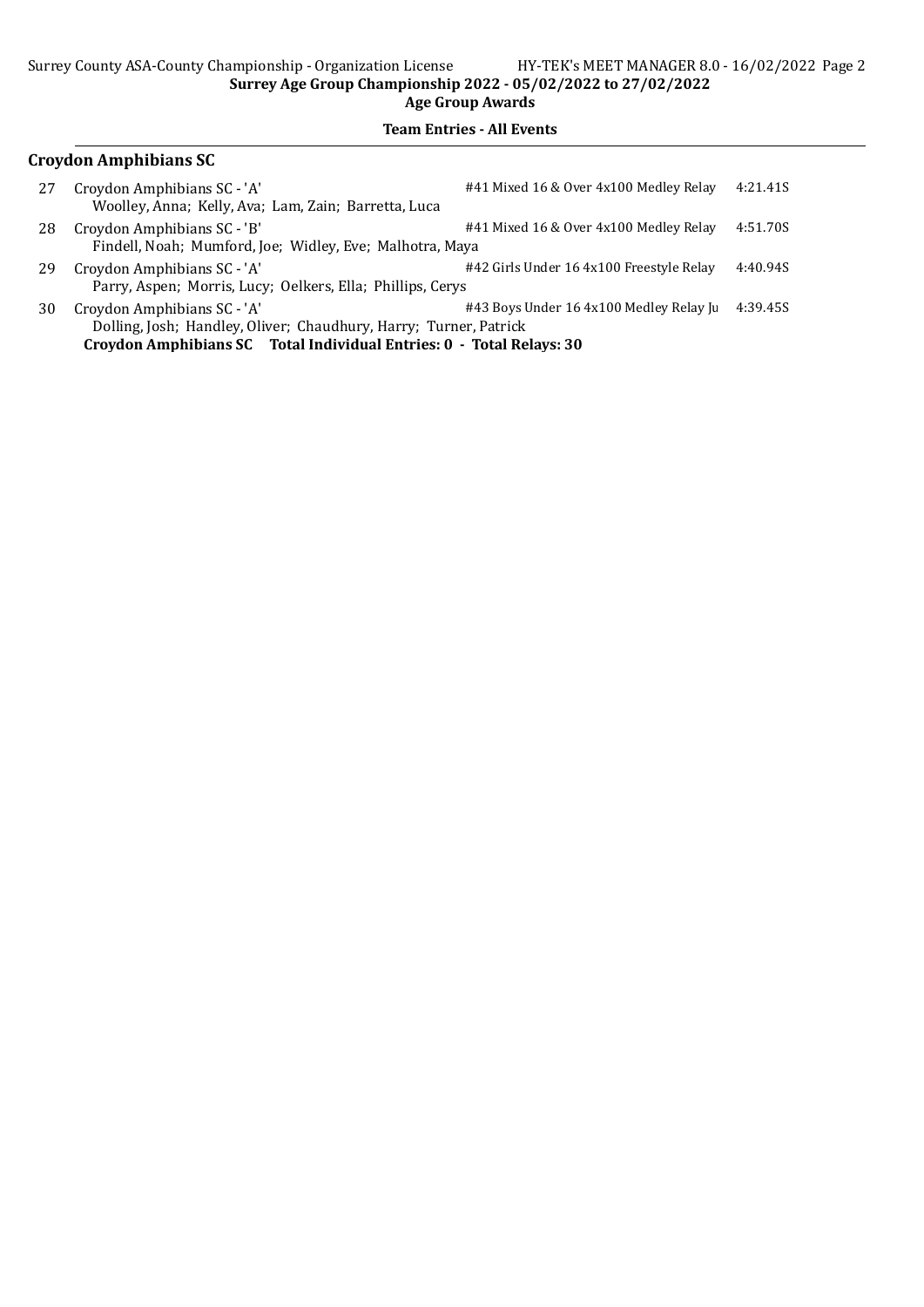**Surrey Age Group Championship 2022 - 05/02/2022 to 27/02/2022**

**Age Group Awards**

**Team Entries - All Events**

### Croydon Amphibians SC

| # | Team / Swimmers | Event | Time |
|---|---|---|---|
| 27 | Croydon Amphibians SC - 'A'<br>Woolley, Anna; Kelly, Ava; Lam, Zain; Barretta, Luca | #41 Mixed 16 & Over 4x100 Medley Relay | 4:21.41S |
| 28 | Croydon Amphibians SC - 'B'<br>Findell, Noah; Mumford, Joe; Widley, Eve; Malhotra, Maya | #41 Mixed 16 & Over 4x100 Medley Relay | 4:51.70S |
| 29 | Croydon Amphibians SC - 'A'<br>Parry, Aspen; Morris, Lucy; Oelkers, Ella; Phillips, Cerys | #42 Girls Under 16 4x100 Freestyle Relay | 4:40.94S |
| 30 | Croydon Amphibians SC - 'A'<br>Dolling, Josh; Handley, Oliver; Chaudhury, Harry; Turner, Patrick | #43 Boys Under 16 4x100 Medley Relay Ju | 4:39.45S |

**Croydon Amphibians SC Total Individual Entries: 0 - Total Relays: 30**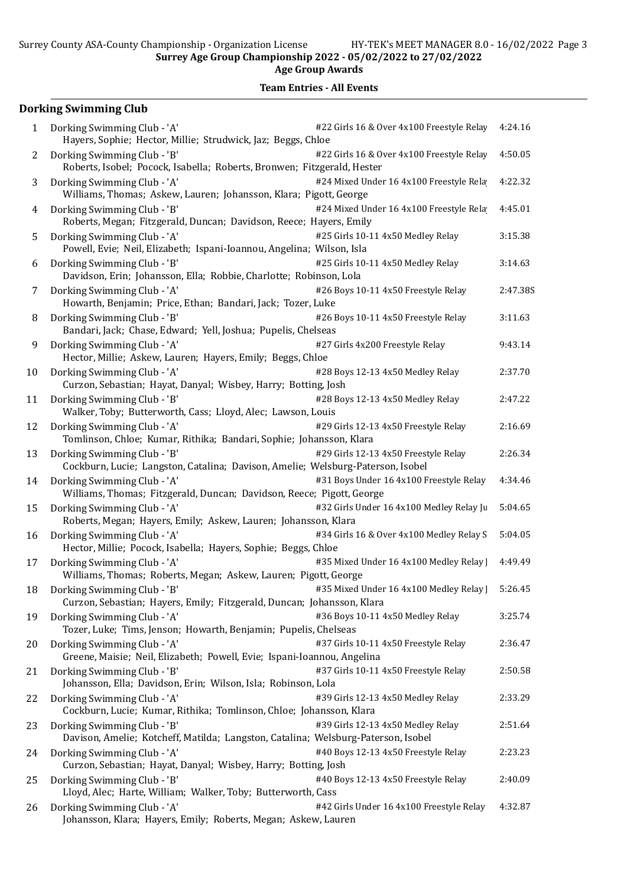Surrey Age Group Championship 2022 - 05/02/2022 to 27/02/2022

**Age Group Awards**

**Team Entries - All Events**

## Dorking Swimming Club

| # | Team | Event | Time |
|---|---|---|---|
| 1 | Dorking Swimming Club - 'A'<br>Hayers, Sophie; Hector, Millie; Strudwick, Jaz; Beggs, Chloe | #22 Girls 16 & Over 4x100 Freestyle Relay | 4:24.16 |
| 2 | Dorking Swimming Club - 'B'<br>Roberts, Isobel; Pocock, Isabella; Roberts, Bronwen; Fitzgerald, Hester | #22 Girls 16 & Over 4x100 Freestyle Relay | 4:50.05 |
| 3 | Dorking Swimming Club - 'A'<br>Williams, Thomas; Askew, Lauren; Johansson, Klara; Pigott, George | #24 Mixed Under 16 4x100 Freestyle Rela | 4:22.32 |
| 4 | Dorking Swimming Club - 'B'<br>Roberts, Megan; Fitzgerald, Duncan; Davidson, Reece; Hayers, Emily | #24 Mixed Under 16 4x100 Freestyle Rela | 4:45.01 |
| 5 | Dorking Swimming Club - 'A'<br>Powell, Evie; Neil, Elizabeth; Ispani-Ioannou, Angelina; Wilson, Isla | #25 Girls 10-11 4x50 Medley Relay | 3:15.38 |
| 6 | Dorking Swimming Club - 'B'<br>Davidson, Erin; Johansson, Ella; Robbie, Charlotte; Robinson, Lola | #25 Girls 10-11 4x50 Medley Relay | 3:14.63 |
| 7 | Dorking Swimming Club - 'A'<br>Howarth, Benjamin; Price, Ethan; Bandari, Jack; Tozer, Luke | #26 Boys 10-11 4x50 Freestyle Relay | 2:47.38S |
| 8 | Dorking Swimming Club - 'B'<br>Bandari, Jack; Chase, Edward; Yell, Joshua; Pupelis, Chelseas | #26 Boys 10-11 4x50 Freestyle Relay | 3:11.63 |
| 9 | Dorking Swimming Club - 'A'<br>Hector, Millie; Askew, Lauren; Hayers, Emily; Beggs, Chloe | #27 Girls 4x200 Freestyle Relay | 9:43.14 |
| 10 | Dorking Swimming Club - 'A'<br>Curzon, Sebastian; Hayat, Danyal; Wisbey, Harry; Botting, Josh | #28 Boys 12-13 4x50 Medley Relay | 2:37.70 |
| 11 | Dorking Swimming Club - 'B'<br>Walker, Toby; Butterworth, Cass; Lloyd, Alec; Lawson, Louis | #28 Boys 12-13 4x50 Medley Relay | 2:47.22 |
| 12 | Dorking Swimming Club - 'A'<br>Tomlinson, Chloe; Kumar, Rithika; Bandari, Sophie; Johansson, Klara | #29 Girls 12-13 4x50 Freestyle Relay | 2:16.69 |
| 13 | Dorking Swimming Club - 'B'<br>Cockburn, Lucie; Langston, Catalina; Davison, Amelie; Welsburg-Paterson, Isobel | #29 Girls 12-13 4x50 Freestyle Relay | 2:26.34 |
| 14 | Dorking Swimming Club - 'A'<br>Williams, Thomas; Fitzgerald, Duncan; Davidson, Reece; Pigott, George | #31 Boys Under 16 4x100 Freestyle Relay | 4:34.46 |
| 15 | Dorking Swimming Club - 'A'<br>Roberts, Megan; Hayers, Emily; Askew, Lauren; Johansson, Klara | #32 Girls Under 16 4x100 Medley Relay Ju | 5:04.65 |
| 16 | Dorking Swimming Club - 'A'<br>Hector, Millie; Pocock, Isabella; Hayers, Sophie; Beggs, Chloe | #34 Girls 16 & Over 4x100 Medley Relay S | 5:04.05 |
| 17 | Dorking Swimming Club - 'A'<br>Williams, Thomas; Roberts, Megan; Askew, Lauren; Pigott, George | #35 Mixed Under 16 4x100 Medley Relay J | 4:49.49 |
| 18 | Dorking Swimming Club - 'B'<br>Curzon, Sebastian; Hayers, Emily; Fitzgerald, Duncan; Johansson, Klara | #35 Mixed Under 16 4x100 Medley Relay J | 5:26.45 |
| 19 | Dorking Swimming Club - 'A'<br>Tozer, Luke; Tims, Jenson; Howarth, Benjamin; Pupelis, Chelseas | #36 Boys 10-11 4x50 Medley Relay | 3:25.74 |
| 20 | Dorking Swimming Club - 'A'<br>Greene, Maisie; Neil, Elizabeth; Powell, Evie; Ispani-Ioannou, Angelina | #37 Girls 10-11 4x50 Freestyle Relay | 2:36.47 |
| 21 | Dorking Swimming Club - 'B'<br>Johansson, Ella; Davidson, Erin; Wilson, Isla; Robinson, Lola | #37 Girls 10-11 4x50 Freestyle Relay | 2:50.58 |
| 22 | Dorking Swimming Club - 'A'<br>Cockburn, Lucie; Kumar, Rithika; Tomlinson, Chloe; Johansson, Klara | #39 Girls 12-13 4x50 Medley Relay | 2:33.29 |
| 23 | Dorking Swimming Club - 'B'<br>Davison, Amelie; Kotcheff, Matilda; Langston, Catalina; Welsburg-Paterson, Isobel | #39 Girls 12-13 4x50 Medley Relay | 2:51.64 |
| 24 | Dorking Swimming Club - 'A'<br>Curzon, Sebastian; Hayat, Danyal; Wisbey, Harry; Botting, Josh | #40 Boys 12-13 4x50 Freestyle Relay | 2:23.23 |
| 25 | Dorking Swimming Club - 'B'<br>Lloyd, Alec; Harte, William; Walker, Toby; Butterworth, Cass | #40 Boys 12-13 4x50 Freestyle Relay | 2:40.09 |
| 26 | Dorking Swimming Club - 'A'<br>Johansson, Klara; Hayers, Emily; Roberts, Megan; Askew, Lauren | #42 Girls Under 16 4x100 Freestyle Relay | 4:32.87 |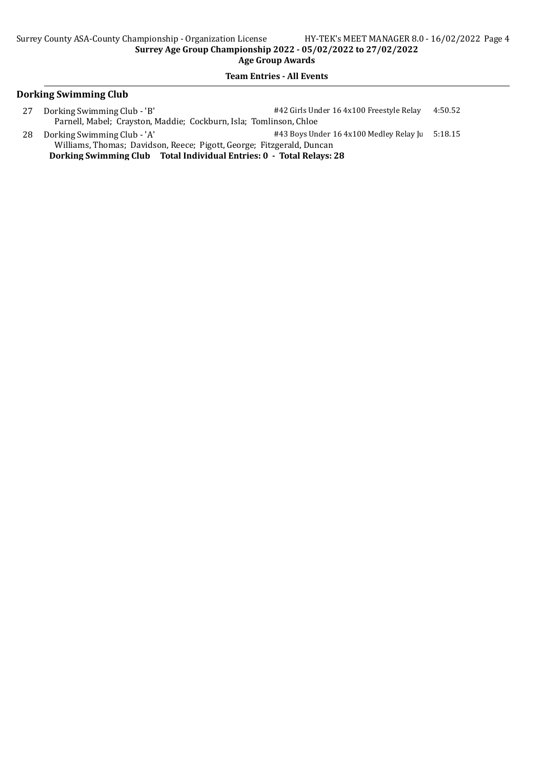**Surrey Age Group Championship 2022 - 05/02/2022 to 27/02/2022**

**Age Group Awards**

**Team Entries - All Events**

## Dorking Swimming Club

27 Dorking Swimming Club - 'B' — #42 Girls Under 16 4x100 Freestyle Relay — 4:50.52
Parnell, Mabel; Crayston, Maddie; Cockburn, Isla; Tomlinson, Chloe

28 Dorking Swimming Club - 'A' — #43 Boys Under 16 4x100 Medley Relay Ju — 5:18.15
Williams, Thomas; Davidson, Reece; Pigott, George; Fitzgerald, Duncan

**Dorking Swimming Club    Total Individual Entries: 0  -  Total Relays: 28**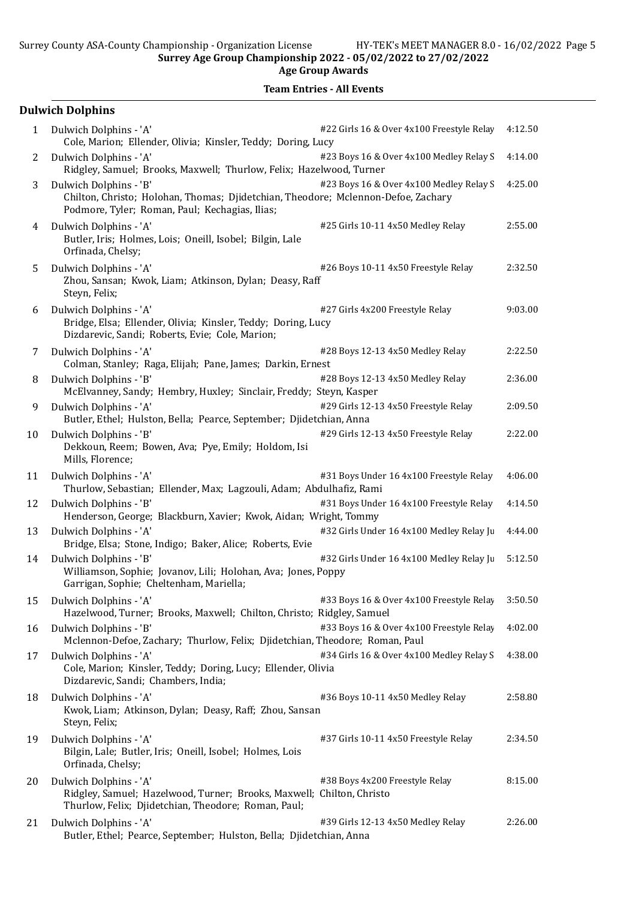Surrey Age Group Championship 2022 - 05/02/2022 to 27/02/2022

Age Group Awards

Team Entries - All Events

## Dulwich Dolphins

| # | Team | Event | Time |
|---|---|---|---|
| 1 | Dulwich Dolphins - 'A'<br>Cole, Marion; Ellender, Olivia; Kinsler, Teddy; Doring, Lucy | #22 Girls 16 & Over 4x100 Freestyle Relay | 4:12.50 |
| 2 | Dulwich Dolphins - 'A'<br>Ridgley, Samuel; Brooks, Maxwell; Thurlow, Felix; Hazelwood, Turner | #23 Boys 16 & Over 4x100 Medley Relay S | 4:14.00 |
| 3 | Dulwich Dolphins - 'B'<br>Chilton, Christo; Holohan, Thomas; Djidetchian, Theodore; Mclennon-Defoe, Zachary<br>Podmore, Tyler; Roman, Paul; Kechagias, Ilias; | #23 Boys 16 & Over 4x100 Medley Relay S | 4:25.00 |
| 4 | Dulwich Dolphins - 'A'<br>Butler, Iris; Holmes, Lois; Oneill, Isobel; Bilgin, Lale<br>Orfinada, Chelsy; | #25 Girls 10-11 4x50 Medley Relay | 2:55.00 |
| 5 | Dulwich Dolphins - 'A'<br>Zhou, Sansan; Kwok, Liam; Atkinson, Dylan; Deasy, Raff<br>Steyn, Felix; | #26 Boys 10-11 4x50 Freestyle Relay | 2:32.50 |
| 6 | Dulwich Dolphins - 'A'<br>Bridge, Elsa; Ellender, Olivia; Kinsler, Teddy; Doring, Lucy<br>Dizdarevic, Sandi; Roberts, Evie; Cole, Marion; | #27 Girls 4x200 Freestyle Relay | 9:03.00 |
| 7 | Dulwich Dolphins - 'A'<br>Colman, Stanley; Raga, Elijah; Pane, James; Darkin, Ernest | #28 Boys 12-13 4x50 Medley Relay | 2:22.50 |
| 8 | Dulwich Dolphins - 'B'<br>McElvanney, Sandy; Hembry, Huxley; Sinclair, Freddy; Steyn, Kasper | #28 Boys 12-13 4x50 Medley Relay | 2:36.00 |
| 9 | Dulwich Dolphins - 'A'<br>Butler, Ethel; Hulston, Bella; Pearce, September; Djidetchian, Anna | #29 Girls 12-13 4x50 Freestyle Relay | 2:09.50 |
| 10 | Dulwich Dolphins - 'B'<br>Dekkoun, Reem; Bowen, Ava; Pye, Emily; Holdom, Isi<br>Mills, Florence; | #29 Girls 12-13 4x50 Freestyle Relay | 2:22.00 |
| 11 | Dulwich Dolphins - 'A'<br>Thurlow, Sebastian; Ellender, Max; Lagzouli, Adam; Abdulhafiz, Rami | #31 Boys Under 16 4x100 Freestyle Relay | 4:06.00 |
| 12 | Dulwich Dolphins - 'B'<br>Henderson, George; Blackburn, Xavier; Kwok, Aidan; Wright, Tommy | #31 Boys Under 16 4x100 Freestyle Relay | 4:14.50 |
| 13 | Dulwich Dolphins - 'A'<br>Bridge, Elsa; Stone, Indigo; Baker, Alice; Roberts, Evie | #32 Girls Under 16 4x100 Medley Relay Ju | 4:44.00 |
| 14 | Dulwich Dolphins - 'B'<br>Williamson, Sophie; Jovanov, Lili; Holohan, Ava; Jones, Poppy<br>Garrigan, Sophie; Cheltenham, Mariella; | #32 Girls Under 16 4x100 Medley Relay Ju | 5:12.50 |
| 15 | Dulwich Dolphins - 'A'<br>Hazelwood, Turner; Brooks, Maxwell; Chilton, Christo; Ridgley, Samuel | #33 Boys 16 & Over 4x100 Freestyle Relay | 3:50.50 |
| 16 | Dulwich Dolphins - 'B'<br>Mclennon-Defoe, Zachary; Thurlow, Felix; Djidetchian, Theodore; Roman, Paul | #33 Boys 16 & Over 4x100 Freestyle Relay | 4:02.00 |
| 17 | Dulwich Dolphins - 'A'<br>Cole, Marion; Kinsler, Teddy; Doring, Lucy; Ellender, Olivia<br>Dizdarevic, Sandi; Chambers, India; | #34 Girls 16 & Over 4x100 Medley Relay S | 4:38.00 |
| 18 | Dulwich Dolphins - 'A'<br>Kwok, Liam; Atkinson, Dylan; Deasy, Raff; Zhou, Sansan<br>Steyn, Felix; | #36 Boys 10-11 4x50 Medley Relay | 2:58.80 |
| 19 | Dulwich Dolphins - 'A'<br>Bilgin, Lale; Butler, Iris; Oneill, Isobel; Holmes, Lois<br>Orfinada, Chelsy; | #37 Girls 10-11 4x50 Freestyle Relay | 2:34.50 |
| 20 | Dulwich Dolphins - 'A'<br>Ridgley, Samuel; Hazelwood, Turner; Brooks, Maxwell; Chilton, Christo<br>Thurlow, Felix; Djidetchian, Theodore; Roman, Paul; | #38 Boys 4x200 Freestyle Relay | 8:15.00 |
| 21 | Dulwich Dolphins - 'A'<br>Butler, Ethel; Pearce, September; Hulston, Bella; Djidetchian, Anna | #39 Girls 12-13 4x50 Medley Relay | 2:26.00 |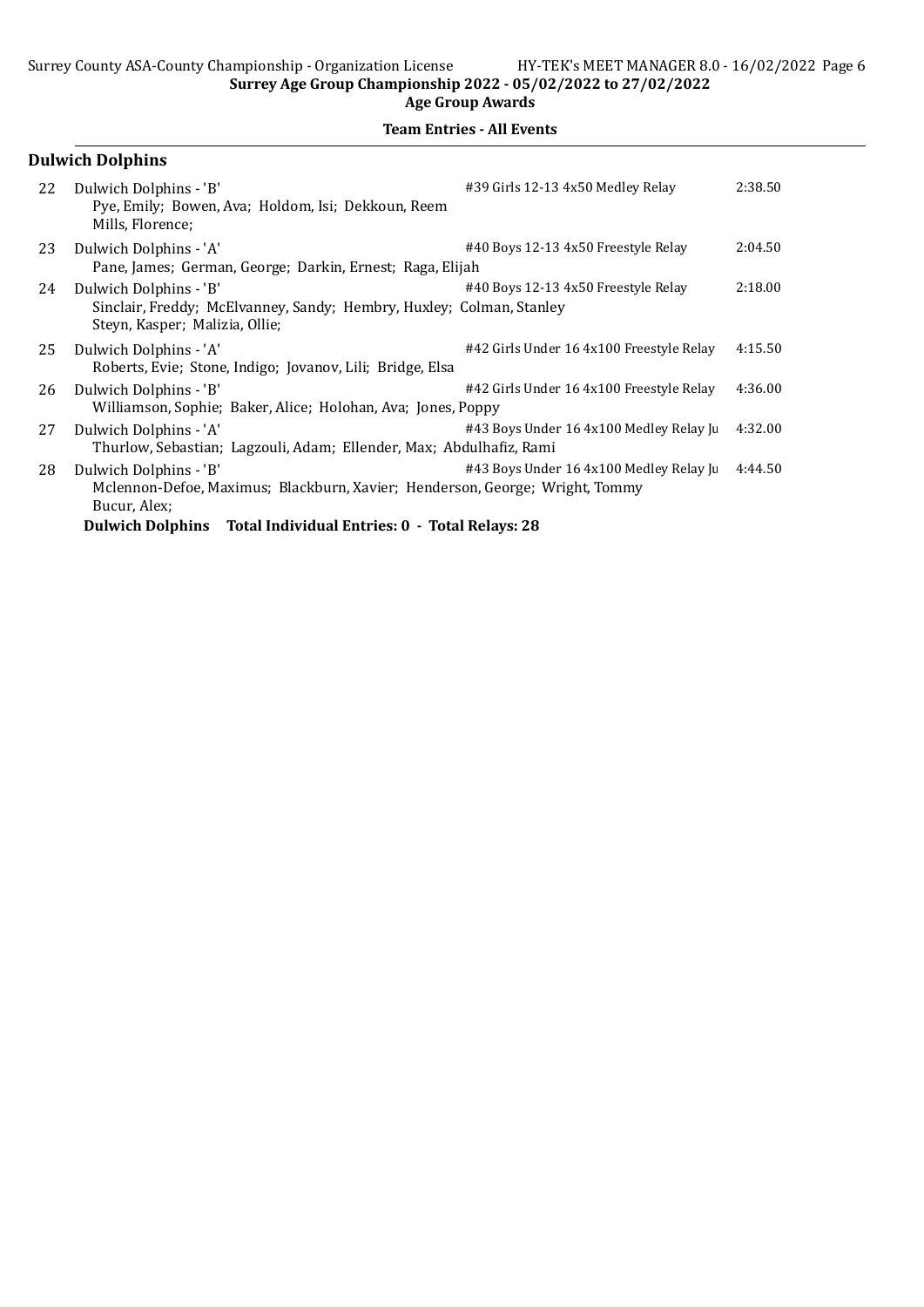Surrey Age Group Championship 2022 - 05/02/2022 to 27/02/2022

Age Group Awards

**Team Entries - All Events**

## Dulwich Dolphins

| # | Team / Swimmers | Event | Seed Time |
|---|---|---|---|
| 22 | Dulwich Dolphins - 'B'<br>Pye, Emily; Bowen, Ava; Holdom, Isi; Dekkoun, Reem<br>Mills, Florence; | #39 Girls 12-13 4x50 Medley Relay | 2:38.50 |
| 23 | Dulwich Dolphins - 'A'<br>Pane, James; German, George; Darkin, Ernest; Raga, Elijah | #40 Boys 12-13 4x50 Freestyle Relay | 2:04.50 |
| 24 | Dulwich Dolphins - 'B'<br>Sinclair, Freddy; McElvanney, Sandy; Hembry, Huxley; Colman, Stanley<br>Steyn, Kasper; Malizia, Ollie; | #40 Boys 12-13 4x50 Freestyle Relay | 2:18.00 |
| 25 | Dulwich Dolphins - 'A'<br>Roberts, Evie; Stone, Indigo; Jovanov, Lili; Bridge, Elsa | #42 Girls Under 16 4x100 Freestyle Relay | 4:15.50 |
| 26 | Dulwich Dolphins - 'B'<br>Williamson, Sophie; Baker, Alice; Holohan, Ava; Jones, Poppy | #42 Girls Under 16 4x100 Freestyle Relay | 4:36.00 |
| 27 | Dulwich Dolphins - 'A'<br>Thurlow, Sebastian; Lagzouli, Adam; Ellender, Max; Abdulhafiz, Rami | #43 Boys Under 16 4x100 Medley Relay Ju | 4:32.00 |
| 28 | Dulwich Dolphins - 'B'<br>Mclennon-Defoe, Maximus; Blackburn, Xavier; Henderson, George; Wright, Tommy<br>Bucur, Alex; | #43 Boys Under 16 4x100 Medley Relay Ju | 4:44.50 |

**Dulwich Dolphins Total Individual Entries: 0 - Total Relays: 28**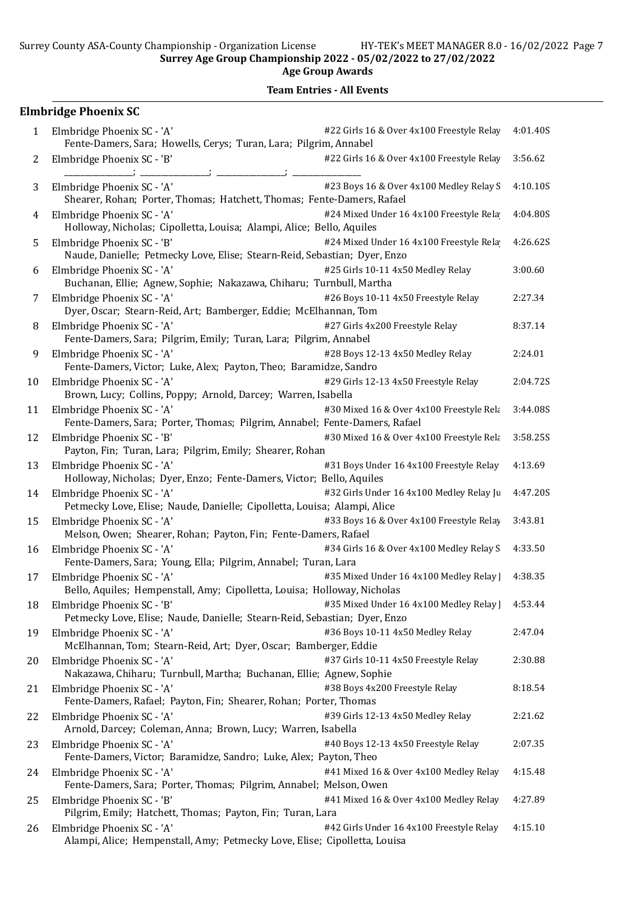Surrey Age Group Championship 2022 - 05/02/2022 to 27/02/2022

Age Group Awards

**Team Entries - All Events**

## Elmbridge Phoenix SC

1 Elmbridge Phoenix SC - 'A' — #22 Girls 16 & Over 4x100 Freestyle Relay — 4:01.40S
Fente-Damers, Sara; Howells, Cerys; Turan, Lara; Pilgrim, Annabel

2 Elmbridge Phoenix SC - 'B' — #22 Girls 16 & Over 4x100 Freestyle Relay — 3:56.62
________________; ________________; ________________; ________________

3 Elmbridge Phoenix SC - 'A' — #23 Boys 16 & Over 4x100 Medley Relay S — 4:10.10S
Shearer, Rohan; Porter, Thomas; Hatchett, Thomas; Fente-Damers, Rafael

4 Elmbridge Phoenix SC - 'A' — #24 Mixed Under 16 4x100 Freestyle Rela — 4:04.80S
Holloway, Nicholas; Cipolletta, Louisa; Alampi, Alice; Bello, Aquiles

5 Elmbridge Phoenix SC - 'B' — #24 Mixed Under 16 4x100 Freestyle Rela — 4:26.62S
Naude, Danielle; Petmecky Love, Elise; Stearn-Reid, Sebastian; Dyer, Enzo

6 Elmbridge Phoenix SC - 'A' — #25 Girls 10-11 4x50 Medley Relay — 3:00.60
Buchanan, Ellie; Agnew, Sophie; Nakazawa, Chiharu; Turnbull, Martha

7 Elmbridge Phoenix SC - 'A' — #26 Boys 10-11 4x50 Freestyle Relay — 2:27.34
Dyer, Oscar; Stearn-Reid, Art; Bamberger, Eddie; McElhannan, Tom

8 Elmbridge Phoenix SC - 'A' — #27 Girls 4x200 Freestyle Relay — 8:37.14
Fente-Damers, Sara; Pilgrim, Emily; Turan, Lara; Pilgrim, Annabel

9 Elmbridge Phoenix SC - 'A' — #28 Boys 12-13 4x50 Medley Relay — 2:24.01
Fente-Damers, Victor; Luke, Alex; Payton, Theo; Baramidze, Sandro

10 Elmbridge Phoenix SC - 'A' — #29 Girls 12-13 4x50 Freestyle Relay — 2:04.72S
Brown, Lucy; Collins, Poppy; Arnold, Darcey; Warren, Isabella

11 Elmbridge Phoenix SC - 'A' — #30 Mixed 16 & Over 4x100 Freestyle Rela — 3:44.08S
Fente-Damers, Sara; Porter, Thomas; Pilgrim, Annabel; Fente-Damers, Rafael

12 Elmbridge Phoenix SC - 'B' — #30 Mixed 16 & Over 4x100 Freestyle Rela — 3:58.25S
Payton, Fin; Turan, Lara; Pilgrim, Emily; Shearer, Rohan

13 Elmbridge Phoenix SC - 'A' — #31 Boys Under 16 4x100 Freestyle Relay — 4:13.69
Holloway, Nicholas; Dyer, Enzo; Fente-Damers, Victor; Bello, Aquiles

14 Elmbridge Phoenix SC - 'A' — #32 Girls Under 16 4x100 Medley Relay Ju — 4:47.20S
Petmecky Love, Elise; Naude, Danielle; Cipolletta, Louisa; Alampi, Alice

15 Elmbridge Phoenix SC - 'A' — #33 Boys 16 & Over 4x100 Freestyle Relay — 3:43.81
Melson, Owen; Shearer, Rohan; Payton, Fin; Fente-Damers, Rafael

16 Elmbridge Phoenix SC - 'A' — #34 Girls 16 & Over 4x100 Medley Relay S — 4:33.50
Fente-Damers, Sara; Young, Ella; Pilgrim, Annabel; Turan, Lara

17 Elmbridge Phoenix SC - 'A' — #35 Mixed Under 16 4x100 Medley Relay J — 4:38.35
Bello, Aquiles; Hempenstall, Amy; Cipolletta, Louisa; Holloway, Nicholas

18 Elmbridge Phoenix SC - 'B' — #35 Mixed Under 16 4x100 Medley Relay J — 4:53.44
Petmecky Love, Elise; Naude, Danielle; Stearn-Reid, Sebastian; Dyer, Enzo

19 Elmbridge Phoenix SC - 'A' — #36 Boys 10-11 4x50 Medley Relay — 2:47.04
McElhannan, Tom; Stearn-Reid, Art; Dyer, Oscar; Bamberger, Eddie

20 Elmbridge Phoenix SC - 'A' — #37 Girls 10-11 4x50 Freestyle Relay — 2:30.88
Nakazawa, Chiharu; Turnbull, Martha; Buchanan, Ellie; Agnew, Sophie

21 Elmbridge Phoenix SC - 'A' — #38 Boys 4x200 Freestyle Relay — 8:18.54
Fente-Damers, Rafael; Payton, Fin; Shearer, Rohan; Porter, Thomas

22 Elmbridge Phoenix SC - 'A' — #39 Girls 12-13 4x50 Medley Relay — 2:21.62
Arnold, Darcey; Coleman, Anna; Brown, Lucy; Warren, Isabella

23 Elmbridge Phoenix SC - 'A' — #40 Boys 12-13 4x50 Freestyle Relay — 2:07.35
Fente-Damers, Victor; Baramidze, Sandro; Luke, Alex; Payton, Theo

24 Elmbridge Phoenix SC - 'A' — #41 Mixed 16 & Over 4x100 Medley Relay — 4:15.48
Fente-Damers, Sara; Porter, Thomas; Pilgrim, Annabel; Melson, Owen

25 Elmbridge Phoenix SC - 'B' — #41 Mixed 16 & Over 4x100 Medley Relay — 4:27.89
Pilgrim, Emily; Hatchett, Thomas; Payton, Fin; Turan, Lara

26 Elmbridge Phoenix SC - 'A' — #42 Girls Under 16 4x100 Freestyle Relay — 4:15.10
Alampi, Alice; Hempenstall, Amy; Petmecky Love, Elise; Cipolletta, Louisa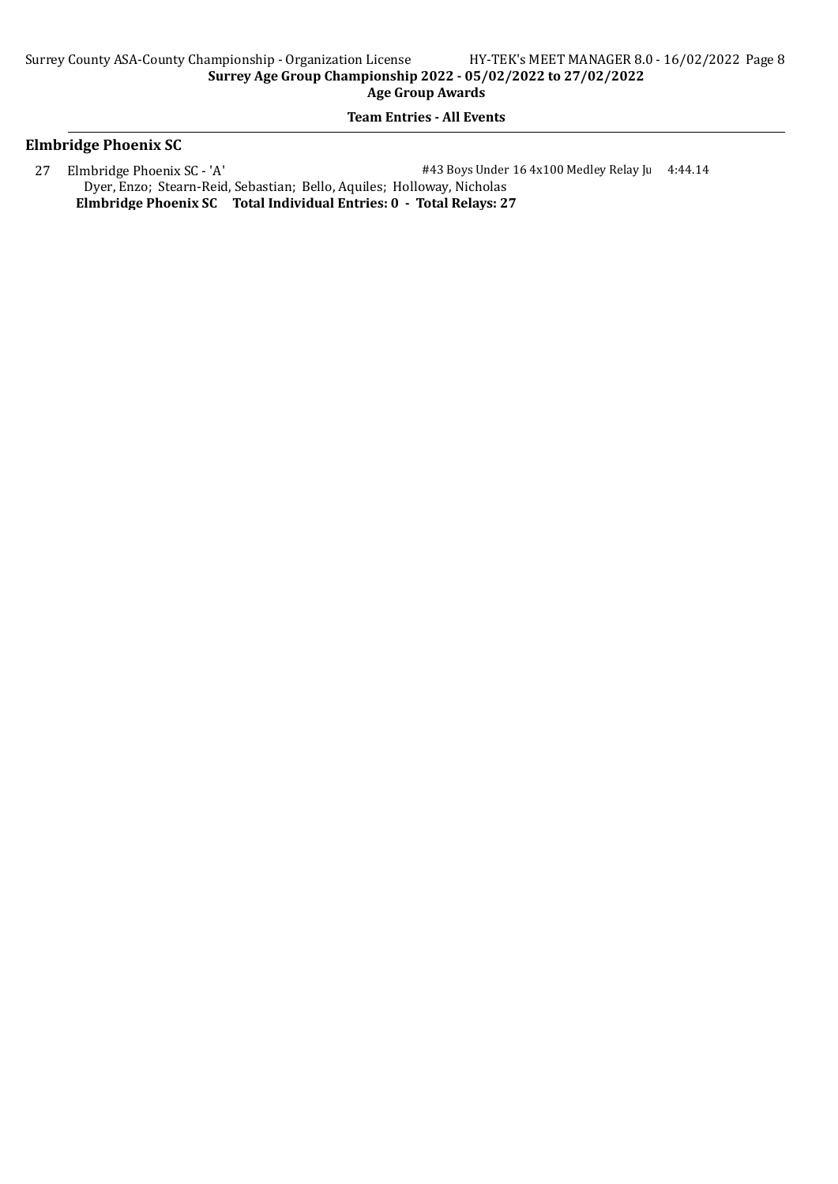**Age Group Awards**

**Team Entries - All Events**

## Elmbridge Phoenix SC

| | | | |
|---|---|---|---|
| 27 | Elmbridge Phoenix SC - 'A' | #43 Boys Under 16 4x100 Medley Relay Ju | 4:44.14 |

Dyer, Enzo; Stearn-Reid, Sebastian; Bello, Aquiles; Holloway, Nicholas

**Elmbridge Phoenix SC Total Individual Entries: 0 - Total Relays: 27**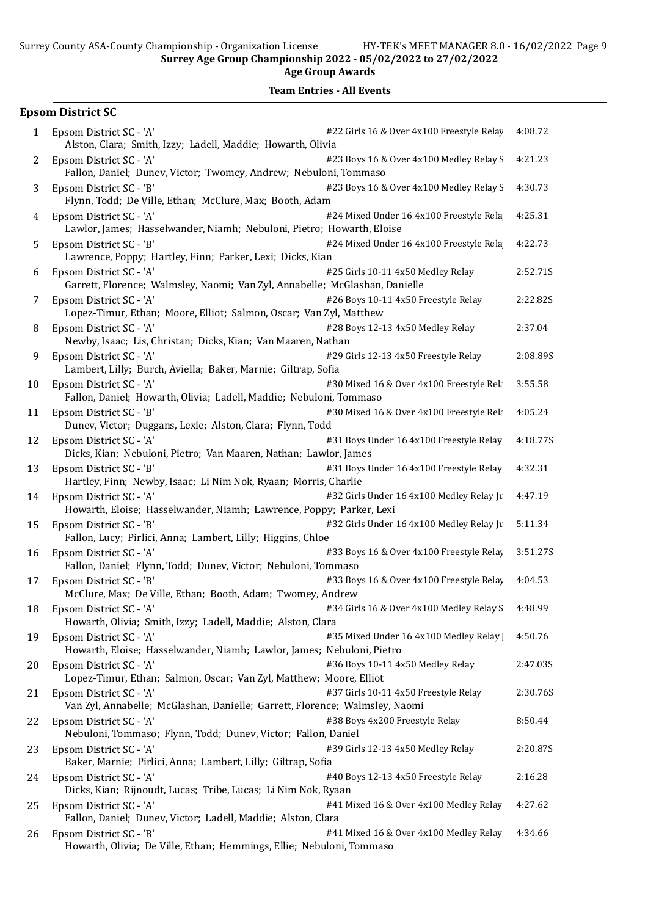Surrey Age Group Championship 2022 - 05/02/2022 to 27/02/2022

Age Group Awards

**Team Entries - All Events**

## Epsom District SC

| # | Team | Event | Time |
|---|---|---|---|
| 1 | Epsom District SC - 'A'<br>Alston, Clara; Smith, Izzy; Ladell, Maddie; Howarth, Olivia | #22 Girls 16 & Over 4x100 Freestyle Relay | 4:08.72 |
| 2 | Epsom District SC - 'A'<br>Fallon, Daniel; Dunev, Victor; Twomey, Andrew; Nebuloni, Tommaso | #23 Boys 16 & Over 4x100 Medley Relay S | 4:21.23 |
| 3 | Epsom District SC - 'B'<br>Flynn, Todd; De Ville, Ethan; McClure, Max; Booth, Adam | #23 Boys 16 & Over 4x100 Medley Relay S | 4:30.73 |
| 4 | Epsom District SC - 'A'<br>Lawlor, James; Hasselwander, Niamh; Nebuloni, Pietro; Howarth, Eloise | #24 Mixed Under 16 4x100 Freestyle Rela | 4:25.31 |
| 5 | Epsom District SC - 'B'<br>Lawrence, Poppy; Hartley, Finn; Parker, Lexi; Dicks, Kian | #24 Mixed Under 16 4x100 Freestyle Rela | 4:22.73 |
| 6 | Epsom District SC - 'A'<br>Garrett, Florence; Walmsley, Naomi; Van Zyl, Annabelle; McGlashan, Danielle | #25 Girls 10-11 4x50 Medley Relay | 2:52.71S |
| 7 | Epsom District SC - 'A'<br>Lopez-Timur, Ethan; Moore, Elliot; Salmon, Oscar; Van Zyl, Matthew | #26 Boys 10-11 4x50 Freestyle Relay | 2:22.82S |
| 8 | Epsom District SC - 'A'<br>Newby, Isaac; Lis, Christan; Dicks, Kian; Van Maaren, Nathan | #28 Boys 12-13 4x50 Medley Relay | 2:37.04 |
| 9 | Epsom District SC - 'A'<br>Lambert, Lilly; Burch, Aviella; Baker, Marnie; Giltrap, Sofia | #29 Girls 12-13 4x50 Freestyle Relay | 2:08.89S |
| 10 | Epsom District SC - 'A'<br>Fallon, Daniel; Howarth, Olivia; Ladell, Maddie; Nebuloni, Tommaso | #30 Mixed 16 & Over 4x100 Freestyle Rela | 3:55.58 |
| 11 | Epsom District SC - 'B'<br>Dunev, Victor; Duggans, Lexie; Alston, Clara; Flynn, Todd | #30 Mixed 16 & Over 4x100 Freestyle Rela | 4:05.24 |
| 12 | Epsom District SC - 'A'<br>Dicks, Kian; Nebuloni, Pietro; Van Maaren, Nathan; Lawlor, James | #31 Boys Under 16 4x100 Freestyle Relay | 4:18.77S |
| 13 | Epsom District SC - 'B'<br>Hartley, Finn; Newby, Isaac; Li Nim Nok, Ryaan; Morris, Charlie | #31 Boys Under 16 4x100 Freestyle Relay | 4:32.31 |
| 14 | Epsom District SC - 'A'<br>Howarth, Eloise; Hasselwander, Niamh; Lawrence, Poppy; Parker, Lexi | #32 Girls Under 16 4x100 Medley Relay Ju | 4:47.19 |
| 15 | Epsom District SC - 'B'<br>Fallon, Lucy; Pirlici, Anna; Lambert, Lilly; Higgins, Chloe | #32 Girls Under 16 4x100 Medley Relay Ju | 5:11.34 |
| 16 | Epsom District SC - 'A'<br>Fallon, Daniel; Flynn, Todd; Dunev, Victor; Nebuloni, Tommaso | #33 Boys 16 & Over 4x100 Freestyle Relay | 3:51.27S |
| 17 | Epsom District SC - 'B'<br>McClure, Max; De Ville, Ethan; Booth, Adam; Twomey, Andrew | #33 Boys 16 & Over 4x100 Freestyle Relay | 4:04.53 |
| 18 | Epsom District SC - 'A'<br>Howarth, Olivia; Smith, Izzy; Ladell, Maddie; Alston, Clara | #34 Girls 16 & Over 4x100 Medley Relay S | 4:48.99 |
| 19 | Epsom District SC - 'A'<br>Howarth, Eloise; Hasselwander, Niamh; Lawlor, James; Nebuloni, Pietro | #35 Mixed Under 16 4x100 Medley Relay J | 4:50.76 |
| 20 | Epsom District SC - 'A'<br>Lopez-Timur, Ethan; Salmon, Oscar; Van Zyl, Matthew; Moore, Elliot | #36 Boys 10-11 4x50 Medley Relay | 2:47.03S |
| 21 | Epsom District SC - 'A'<br>Van Zyl, Annabelle; McGlashan, Danielle; Garrett, Florence; Walmsley, Naomi | #37 Girls 10-11 4x50 Freestyle Relay | 2:30.76S |
| 22 | Epsom District SC - 'A'<br>Nebuloni, Tommaso; Flynn, Todd; Dunev, Victor; Fallon, Daniel | #38 Boys 4x200 Freestyle Relay | 8:50.44 |
| 23 | Epsom District SC - 'A'<br>Baker, Marnie; Pirlici, Anna; Lambert, Lilly; Giltrap, Sofia | #39 Girls 12-13 4x50 Medley Relay | 2:20.87S |
| 24 | Epsom District SC - 'A'<br>Dicks, Kian; Rijnoudt, Lucas; Tribe, Lucas; Li Nim Nok, Ryaan | #40 Boys 12-13 4x50 Freestyle Relay | 2:16.28 |
| 25 | Epsom District SC - 'A'<br>Fallon, Daniel; Dunev, Victor; Ladell, Maddie; Alston, Clara | #41 Mixed 16 & Over 4x100 Medley Relay | 4:27.62 |
| 26 | Epsom District SC - 'B'<br>Howarth, Olivia; De Ville, Ethan; Hemmings, Ellie; Nebuloni, Tommaso | #41 Mixed 16 & Over 4x100 Medley Relay | 4:34.66 |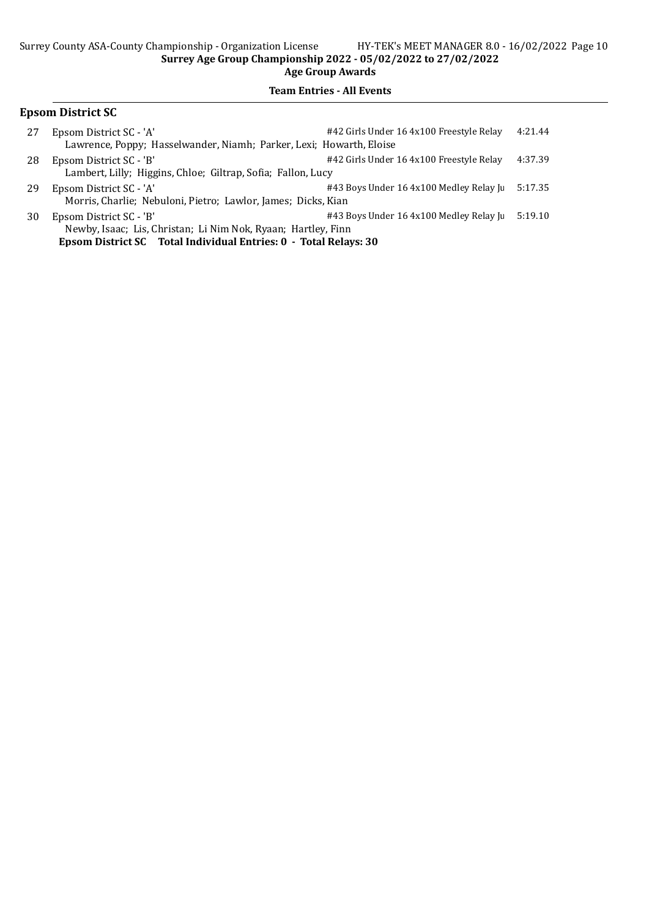Surrey Age Group Championship 2022 - 05/02/2022 to 27/02/2022

Age Group Awards

**Team Entries - All Events**

## Epsom District SC

| # | Team | Event | Time |
|---|---|---|---|
| 27 | Epsom District SC - 'A' | #42 Girls Under 16 4x100 Freestyle Relay | 4:21.44 |
| | Lawrence, Poppy; Hasselwander, Niamh; Parker, Lexi; Howarth, Eloise | | |
| 28 | Epsom District SC - 'B' | #42 Girls Under 16 4x100 Freestyle Relay | 4:37.39 |
| | Lambert, Lilly; Higgins, Chloe; Giltrap, Sofia; Fallon, Lucy | | |
| 29 | Epsom District SC - 'A' | #43 Boys Under 16 4x100 Medley Relay Ju | 5:17.35 |
| | Morris, Charlie; Nebuloni, Pietro; Lawlor, James; Dicks, Kian | | |
| 30 | Epsom District SC - 'B' | #43 Boys Under 16 4x100 Medley Relay Ju | 5:19.10 |
| | Newby, Isaac; Lis, Christan; Li Nim Nok, Ryaan; Hartley, Finn | | |

**Epsom District SC Total Individual Entries: 0 - Total Relays: 30**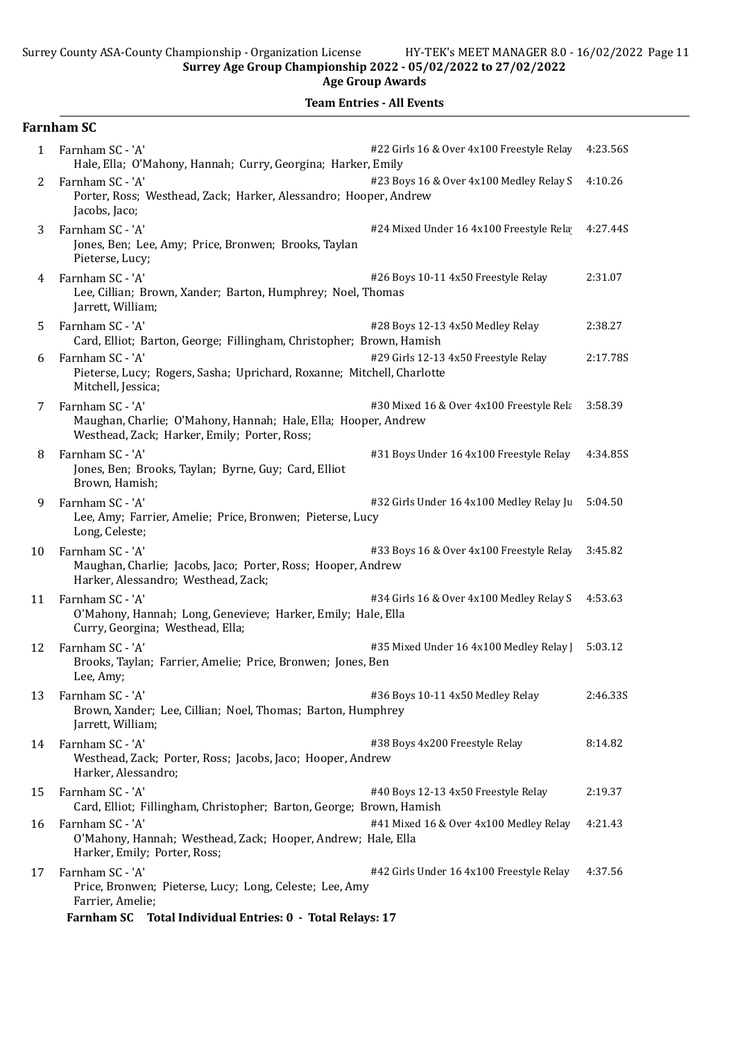Surrey Age Group Championship 2022 - 05/02/2022 to 27/02/2022

Age Group Awards

Team Entries - All Events

## Farnham SC

| # | Team | Event | Time |
|---|---|---|---|
| 1 | Farnham SC - 'A'<br>Hale, Ella; O'Mahony, Hannah; Curry, Georgina; Harker, Emily | #22 Girls 16 & Over 4x100 Freestyle Relay | 4:23.56S |
| 2 | Farnham SC - 'A'<br>Porter, Ross; Westhead, Zack; Harker, Alessandro; Hooper, Andrew<br>Jacobs, Jaco; | #23 Boys 16 & Over 4x100 Medley Relay S | 4:10.26 |
| 3 | Farnham SC - 'A'<br>Jones, Ben; Lee, Amy; Price, Bronwen; Brooks, Taylan<br>Pieterse, Lucy; | #24 Mixed Under 16 4x100 Freestyle Rela | 4:27.44S |
| 4 | Farnham SC - 'A'<br>Lee, Cillian; Brown, Xander; Barton, Humphrey; Noel, Thomas<br>Jarrett, William; | #26 Boys 10-11 4x50 Freestyle Relay | 2:31.07 |
| 5 | Farnham SC - 'A'<br>Card, Elliot; Barton, George; Fillingham, Christopher; Brown, Hamish | #28 Boys 12-13 4x50 Medley Relay | 2:38.27 |
| 6 | Farnham SC - 'A'<br>Pieterse, Lucy; Rogers, Sasha; Uprichard, Roxanne; Mitchell, Charlotte<br>Mitchell, Jessica; | #29 Girls 12-13 4x50 Freestyle Relay | 2:17.78S |
| 7 | Farnham SC - 'A'<br>Maughan, Charlie; O'Mahony, Hannah; Hale, Ella; Hooper, Andrew<br>Westhead, Zack; Harker, Emily; Porter, Ross; | #30 Mixed 16 & Over 4x100 Freestyle Rela | 3:58.39 |
| 8 | Farnham SC - 'A'<br>Jones, Ben; Brooks, Taylan; Byrne, Guy; Card, Elliot<br>Brown, Hamish; | #31 Boys Under 16 4x100 Freestyle Relay | 4:34.85S |
| 9 | Farnham SC - 'A'<br>Lee, Amy; Farrier, Amelie; Price, Bronwen; Pieterse, Lucy<br>Long, Celeste; | #32 Girls Under 16 4x100 Medley Relay Ju | 5:04.50 |
| 10 | Farnham SC - 'A'<br>Maughan, Charlie; Jacobs, Jaco; Porter, Ross; Hooper, Andrew<br>Harker, Alessandro; Westhead, Zack; | #33 Boys 16 & Over 4x100 Freestyle Relay | 3:45.82 |
| 11 | Farnham SC - 'A'<br>O'Mahony, Hannah; Long, Genevieve; Harker, Emily; Hale, Ella<br>Curry, Georgina; Westhead, Ella; | #34 Girls 16 & Over 4x100 Medley Relay S | 4:53.63 |
| 12 | Farnham SC - 'A'<br>Brooks, Taylan; Farrier, Amelie; Price, Bronwen; Jones, Ben<br>Lee, Amy; | #35 Mixed Under 16 4x100 Medley Relay J | 5:03.12 |
| 13 | Farnham SC - 'A'<br>Brown, Xander; Lee, Cillian; Noel, Thomas; Barton, Humphrey<br>Jarrett, William; | #36 Boys 10-11 4x50 Medley Relay | 2:46.33S |
| 14 | Farnham SC - 'A'<br>Westhead, Zack; Porter, Ross; Jacobs, Jaco; Hooper, Andrew<br>Harker, Alessandro; | #38 Boys 4x200 Freestyle Relay | 8:14.82 |
| 15 | Farnham SC - 'A'<br>Card, Elliot; Fillingham, Christopher; Barton, George; Brown, Hamish | #40 Boys 12-13 4x50 Freestyle Relay | 2:19.37 |
| 16 | Farnham SC - 'A'<br>O'Mahony, Hannah; Westhead, Zack; Hooper, Andrew; Hale, Ella<br>Harker, Emily; Porter, Ross; | #41 Mixed 16 & Over 4x100 Medley Relay | 4:21.43 |
| 17 | Farnham SC - 'A'<br>Price, Bronwen; Pieterse, Lucy; Long, Celeste; Lee, Amy<br>Farrier, Amelie; | #42 Girls Under 16 4x100 Freestyle Relay | 4:37.56 |

**Farnham SC Total Individual Entries: 0 - Total Relays: 17**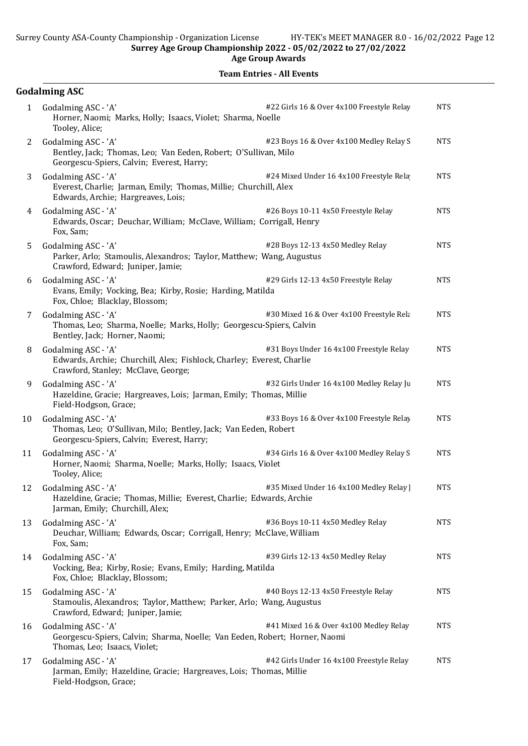Surrey Age Group Championship 2022 - 05/02/2022 to 27/02/2022

**Age Group Awards**

**Team Entries - All Events**

## Godalming ASC

| # | Team | Event | Seed |
|---|---|---|---|
| 1 | Godalming ASC - 'A'<br>Horner, Naomi; Marks, Holly; Isaacs, Violet; Sharma, Noelle<br>Tooley, Alice; | #22 Girls 16 & Over 4x100 Freestyle Relay | NTS |
| 2 | Godalming ASC - 'A'<br>Bentley, Jack; Thomas, Leo; Van Eeden, Robert; O'Sullivan, Milo<br>Georgescu-Spiers, Calvin; Everest, Harry; | #23 Boys 16 & Over 4x100 Medley Relay S | NTS |
| 3 | Godalming ASC - 'A'<br>Everest, Charlie; Jarman, Emily; Thomas, Millie; Churchill, Alex<br>Edwards, Archie; Hargreaves, Lois; | #24 Mixed Under 16 4x100 Freestyle Rela | NTS |
| 4 | Godalming ASC - 'A'<br>Edwards, Oscar; Deuchar, William; McClave, William; Corrigall, Henry<br>Fox, Sam; | #26 Boys 10-11 4x50 Freestyle Relay | NTS |
| 5 | Godalming ASC - 'A'<br>Parker, Arlo; Stamoulis, Alexandros; Taylor, Matthew; Wang, Augustus<br>Crawford, Edward; Juniper, Jamie; | #28 Boys 12-13 4x50 Medley Relay | NTS |
| 6 | Godalming ASC - 'A'<br>Evans, Emily; Vocking, Bea; Kirby, Rosie; Harding, Matilda<br>Fox, Chloe; Blacklay, Blossom; | #29 Girls 12-13 4x50 Freestyle Relay | NTS |
| 7 | Godalming ASC - 'A'<br>Thomas, Leo; Sharma, Noelle; Marks, Holly; Georgescu-Spiers, Calvin<br>Bentley, Jack; Horner, Naomi; | #30 Mixed 16 & Over 4x100 Freestyle Rela | NTS |
| 8 | Godalming ASC - 'A'<br>Edwards, Archie; Churchill, Alex; Fishlock, Charley; Everest, Charlie<br>Crawford, Stanley; McClave, George; | #31 Boys Under 16 4x100 Freestyle Relay | NTS |
| 9 | Godalming ASC - 'A'<br>Hazeldine, Gracie; Hargreaves, Lois; Jarman, Emily; Thomas, Millie<br>Field-Hodgson, Grace; | #32 Girls Under 16 4x100 Medley Relay Ju | NTS |
| 10 | Godalming ASC - 'A'<br>Thomas, Leo; O'Sullivan, Milo; Bentley, Jack; Van Eeden, Robert<br>Georgescu-Spiers, Calvin; Everest, Harry; | #33 Boys 16 & Over 4x100 Freestyle Relay | NTS |
| 11 | Godalming ASC - 'A'<br>Horner, Naomi; Sharma, Noelle; Marks, Holly; Isaacs, Violet<br>Tooley, Alice; | #34 Girls 16 & Over 4x100 Medley Relay S | NTS |
| 12 | Godalming ASC - 'A'<br>Hazeldine, Gracie; Thomas, Millie; Everest, Charlie; Edwards, Archie<br>Jarman, Emily; Churchill, Alex; | #35 Mixed Under 16 4x100 Medley Relay J | NTS |
| 13 | Godalming ASC - 'A'<br>Deuchar, William; Edwards, Oscar; Corrigall, Henry; McClave, William<br>Fox, Sam; | #36 Boys 10-11 4x50 Medley Relay | NTS |
| 14 | Godalming ASC - 'A'<br>Vocking, Bea; Kirby, Rosie; Evans, Emily; Harding, Matilda<br>Fox, Chloe; Blacklay, Blossom; | #39 Girls 12-13 4x50 Medley Relay | NTS |
| 15 | Godalming ASC - 'A'<br>Stamoulis, Alexandros; Taylor, Matthew; Parker, Arlo; Wang, Augustus<br>Crawford, Edward; Juniper, Jamie; | #40 Boys 12-13 4x50 Freestyle Relay | NTS |
| 16 | Godalming ASC - 'A'<br>Georgescu-Spiers, Calvin; Sharma, Noelle; Van Eeden, Robert; Horner, Naomi<br>Thomas, Leo; Isaacs, Violet; | #41 Mixed 16 & Over 4x100 Medley Relay | NTS |
| 17 | Godalming ASC - 'A'<br>Jarman, Emily; Hazeldine, Gracie; Hargreaves, Lois; Thomas, Millie<br>Field-Hodgson, Grace; | #42 Girls Under 16 4x100 Freestyle Relay | NTS |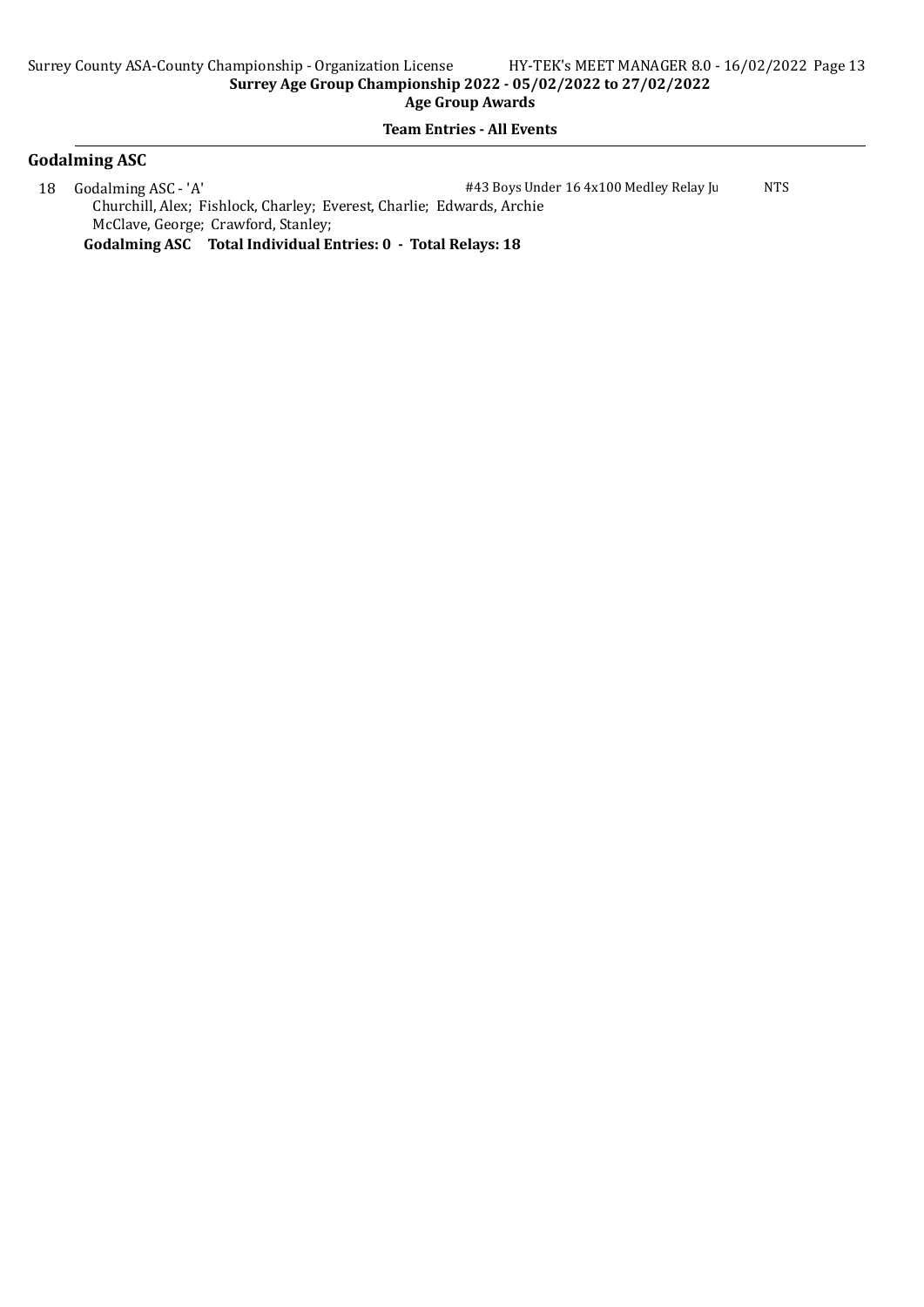## Godalming ASC

18 Godalming ASC - 'A' #43 Boys Under 16 4x100 Medley Relay Ju NTS

Churchill, Alex; Fishlock, Charley; Everest, Charlie; Edwards, Archie
McClave, George; Crawford, Stanley;

**Godalming ASC Total Individual Entries: 0 - Total Relays: 18**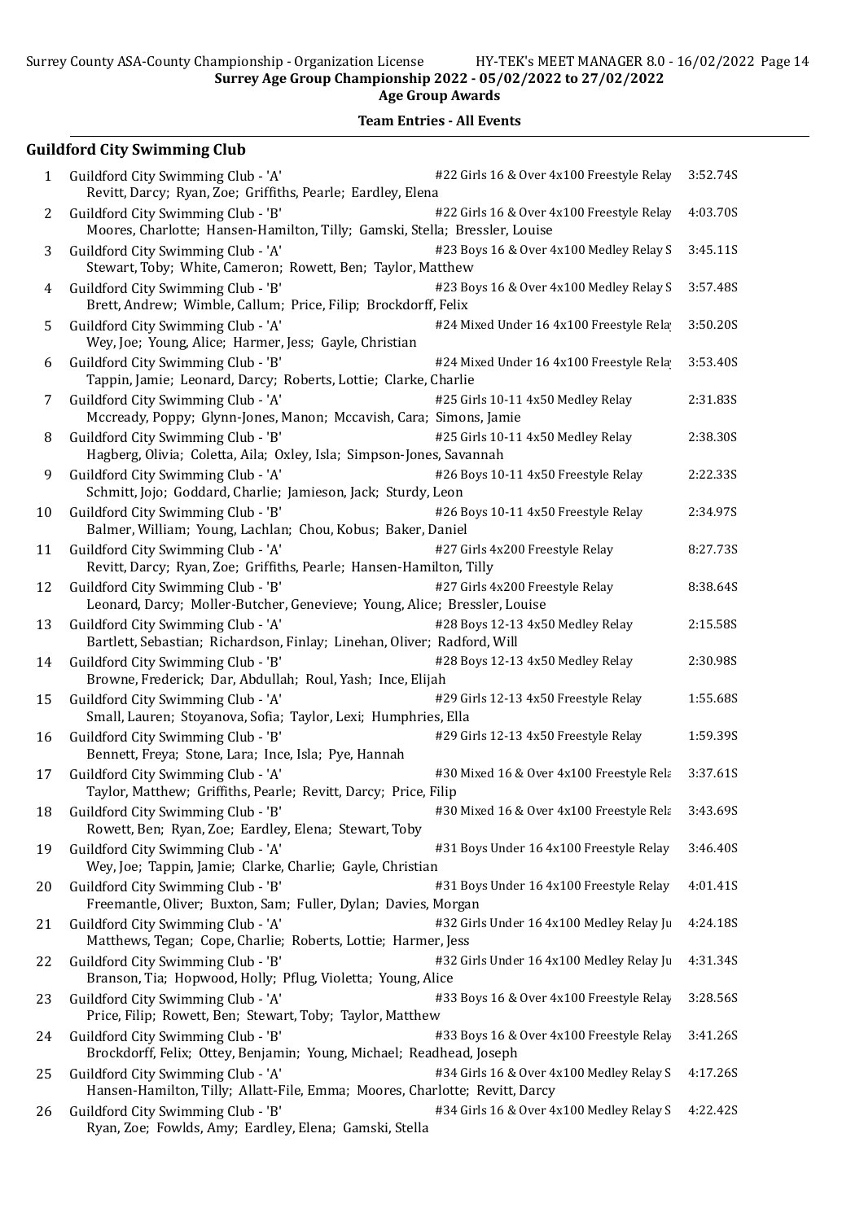Surrey Age Group Championship 2022 - 05/02/2022 to 27/02/2022

Age Group Awards

**Team Entries - All Events**

## Guildford City Swimming Club

| # | Team | Event | Time |
|---|---|---|---|
| 1 | Guildford City Swimming Club - 'A'<br>Revitt, Darcy; Ryan, Zoe; Griffiths, Pearle; Eardley, Elena | #22 Girls 16 & Over 4x100 Freestyle Relay | 3:52.74S |
| 2 | Guildford City Swimming Club - 'B'<br>Moores, Charlotte; Hansen-Hamilton, Tilly; Gamski, Stella; Bressler, Louise | #22 Girls 16 & Over 4x100 Freestyle Relay | 4:03.70S |
| 3 | Guildford City Swimming Club - 'A'<br>Stewart, Toby; White, Cameron; Rowett, Ben; Taylor, Matthew | #23 Boys 16 & Over 4x100 Medley Relay S | 3:45.11S |
| 4 | Guildford City Swimming Club - 'B'<br>Brett, Andrew; Wimble, Callum; Price, Filip; Brockdorff, Felix | #23 Boys 16 & Over 4x100 Medley Relay S | 3:57.48S |
| 5 | Guildford City Swimming Club - 'A'<br>Wey, Joe; Young, Alice; Harmer, Jess; Gayle, Christian | #24 Mixed Under 16 4x100 Freestyle Rela | 3:50.20S |
| 6 | Guildford City Swimming Club - 'B'<br>Tappin, Jamie; Leonard, Darcy; Roberts, Lottie; Clarke, Charlie | #24 Mixed Under 16 4x100 Freestyle Rela | 3:53.40S |
| 7 | Guildford City Swimming Club - 'A'<br>Mccready, Poppy; Glynn-Jones, Manon; Mccavish, Cara; Simons, Jamie | #25 Girls 10-11 4x50 Medley Relay | 2:31.83S |
| 8 | Guildford City Swimming Club - 'B'<br>Hagberg, Olivia; Coletta, Aila; Oxley, Isla; Simpson-Jones, Savannah | #25 Girls 10-11 4x50 Medley Relay | 2:38.30S |
| 9 | Guildford City Swimming Club - 'A'<br>Schmitt, Jojo; Goddard, Charlie; Jamieson, Jack; Sturdy, Leon | #26 Boys 10-11 4x50 Freestyle Relay | 2:22.33S |
| 10 | Guildford City Swimming Club - 'B'<br>Balmer, William; Young, Lachlan; Chou, Kobus; Baker, Daniel | #26 Boys 10-11 4x50 Freestyle Relay | 2:34.97S |
| 11 | Guildford City Swimming Club - 'A'<br>Revitt, Darcy; Ryan, Zoe; Griffiths, Pearle; Hansen-Hamilton, Tilly | #27 Girls 4x200 Freestyle Relay | 8:27.73S |
| 12 | Guildford City Swimming Club - 'B'<br>Leonard, Darcy; Moller-Butcher, Genevieve; Young, Alice; Bressler, Louise | #27 Girls 4x200 Freestyle Relay | 8:38.64S |
| 13 | Guildford City Swimming Club - 'A'<br>Bartlett, Sebastian; Richardson, Finlay; Linehan, Oliver; Radford, Will | #28 Boys 12-13 4x50 Medley Relay | 2:15.58S |
| 14 | Guildford City Swimming Club - 'B'<br>Browne, Frederick; Dar, Abdullah; Roul, Yash; Ince, Elijah | #28 Boys 12-13 4x50 Medley Relay | 2:30.98S |
| 15 | Guildford City Swimming Club - 'A'<br>Small, Lauren; Stoyanova, Sofia; Taylor, Lexi; Humphries, Ella | #29 Girls 12-13 4x50 Freestyle Relay | 1:55.68S |
| 16 | Guildford City Swimming Club - 'B'<br>Bennett, Freya; Stone, Lara; Ince, Isla; Pye, Hannah | #29 Girls 12-13 4x50 Freestyle Relay | 1:59.39S |
| 17 | Guildford City Swimming Club - 'A'<br>Taylor, Matthew; Griffiths, Pearle; Revitt, Darcy; Price, Filip | #30 Mixed 16 & Over 4x100 Freestyle Rela | 3:37.61S |
| 18 | Guildford City Swimming Club - 'B'<br>Rowett, Ben; Ryan, Zoe; Eardley, Elena; Stewart, Toby | #30 Mixed 16 & Over 4x100 Freestyle Rela | 3:43.69S |
| 19 | Guildford City Swimming Club - 'A'<br>Wey, Joe; Tappin, Jamie; Clarke, Charlie; Gayle, Christian | #31 Boys Under 16 4x100 Freestyle Relay | 3:46.40S |
| 20 | Guildford City Swimming Club - 'B'<br>Freemantle, Oliver; Buxton, Sam; Fuller, Dylan; Davies, Morgan | #31 Boys Under 16 4x100 Freestyle Relay | 4:01.41S |
| 21 | Guildford City Swimming Club - 'A'<br>Matthews, Tegan; Cope, Charlie; Roberts, Lottie; Harmer, Jess | #32 Girls Under 16 4x100 Medley Relay Ju | 4:24.18S |
| 22 | Guildford City Swimming Club - 'B'<br>Branson, Tia; Hopwood, Holly; Pflug, Violetta; Young, Alice | #32 Girls Under 16 4x100 Medley Relay Ju | 4:31.34S |
| 23 | Guildford City Swimming Club - 'A'<br>Price, Filip; Rowett, Ben; Stewart, Toby; Taylor, Matthew | #33 Boys 16 & Over 4x100 Freestyle Relay | 3:28.56S |
| 24 | Guildford City Swimming Club - 'B'<br>Brockdorff, Felix; Ottey, Benjamin; Young, Michael; Readhead, Joseph | #33 Boys 16 & Over 4x100 Freestyle Relay | 3:41.26S |
| 25 | Guildford City Swimming Club - 'A'<br>Hansen-Hamilton, Tilly; Allatt-File, Emma; Moores, Charlotte; Revitt, Darcy | #34 Girls 16 & Over 4x100 Medley Relay S | 4:17.26S |
| 26 | Guildford City Swimming Club - 'B'<br>Ryan, Zoe; Fowlds, Amy; Eardley, Elena; Gamski, Stella | #34 Girls 16 & Over 4x100 Medley Relay S | 4:22.42S |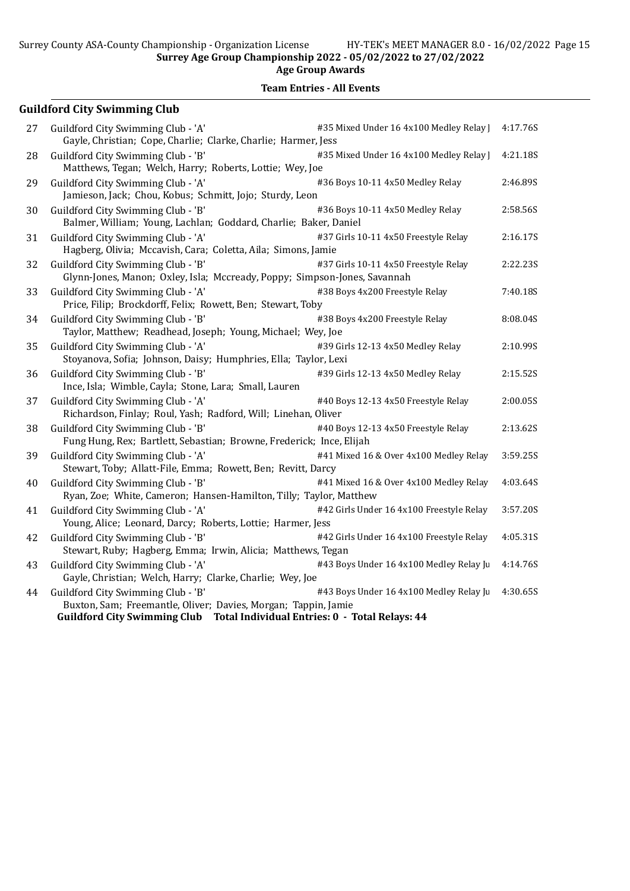## Team Entries - All Events

### Guildford City Swimming Club

| # | Team | Event | Seed Time |
|---|---|---|---|
| 27 | Guildford City Swimming Club - 'A'<br>Gayle, Christian; Cope, Charlie; Clarke, Charlie; Harmer, Jess | #35 Mixed Under 16 4x100 Medley Relay J | 4:17.76S |
| 28 | Guildford City Swimming Club - 'B'<br>Matthews, Tegan; Welch, Harry; Roberts, Lottie; Wey, Joe | #35 Mixed Under 16 4x100 Medley Relay J | 4:21.18S |
| 29 | Guildford City Swimming Club - 'A'<br>Jamieson, Jack; Chou, Kobus; Schmitt, Jojo; Sturdy, Leon | #36 Boys 10-11 4x50 Medley Relay | 2:46.89S |
| 30 | Guildford City Swimming Club - 'B'<br>Balmer, William; Young, Lachlan; Goddard, Charlie; Baker, Daniel | #36 Boys 10-11 4x50 Medley Relay | 2:58.56S |
| 31 | Guildford City Swimming Club - 'A'<br>Hagberg, Olivia; Mccavish, Cara; Coletta, Aila; Simons, Jamie | #37 Girls 10-11 4x50 Freestyle Relay | 2:16.17S |
| 32 | Guildford City Swimming Club - 'B'<br>Glynn-Jones, Manon; Oxley, Isla; Mccready, Poppy; Simpson-Jones, Savannah | #37 Girls 10-11 4x50 Freestyle Relay | 2:22.23S |
| 33 | Guildford City Swimming Club - 'A'<br>Price, Filip; Brockdorff, Felix; Rowett, Ben; Stewart, Toby | #38 Boys 4x200 Freestyle Relay | 7:40.18S |
| 34 | Guildford City Swimming Club - 'B'<br>Taylor, Matthew; Readhead, Joseph; Young, Michael; Wey, Joe | #38 Boys 4x200 Freestyle Relay | 8:08.04S |
| 35 | Guildford City Swimming Club - 'A'<br>Stoyanova, Sofia; Johnson, Daisy; Humphries, Ella; Taylor, Lexi | #39 Girls 12-13 4x50 Medley Relay | 2:10.99S |
| 36 | Guildford City Swimming Club - 'B'<br>Ince, Isla; Wimble, Cayla; Stone, Lara; Small, Lauren | #39 Girls 12-13 4x50 Medley Relay | 2:15.52S |
| 37 | Guildford City Swimming Club - 'A'<br>Richardson, Finlay; Roul, Yash; Radford, Will; Linehan, Oliver | #40 Boys 12-13 4x50 Freestyle Relay | 2:00.05S |
| 38 | Guildford City Swimming Club - 'B'<br>Fung Hung, Rex; Bartlett, Sebastian; Browne, Frederick; Ince, Elijah | #40 Boys 12-13 4x50 Freestyle Relay | 2:13.62S |
| 39 | Guildford City Swimming Club - 'A'<br>Stewart, Toby; Allatt-File, Emma; Rowett, Ben; Revitt, Darcy | #41 Mixed 16 & Over 4x100 Medley Relay | 3:59.25S |
| 40 | Guildford City Swimming Club - 'B'<br>Ryan, Zoe; White, Cameron; Hansen-Hamilton, Tilly; Taylor, Matthew | #41 Mixed 16 & Over 4x100 Medley Relay | 4:03.64S |
| 41 | Guildford City Swimming Club - 'A'<br>Young, Alice; Leonard, Darcy; Roberts, Lottie; Harmer, Jess | #42 Girls Under 16 4x100 Freestyle Relay | 3:57.20S |
| 42 | Guildford City Swimming Club - 'B'<br>Stewart, Ruby; Hagberg, Emma; Irwin, Alicia; Matthews, Tegan | #42 Girls Under 16 4x100 Freestyle Relay | 4:05.31S |
| 43 | Guildford City Swimming Club - 'A'<br>Gayle, Christian; Welch, Harry; Clarke, Charlie; Wey, Joe | #43 Boys Under 16 4x100 Medley Relay Ju | 4:14.76S |
| 44 | Guildford City Swimming Club - 'B'<br>Buxton, Sam; Freemantle, Oliver; Davies, Morgan; Tappin, Jamie | #43 Boys Under 16 4x100 Medley Relay Ju | 4:30.65S |

**Guildford City Swimming Club Total Individual Entries: 0 - Total Relays: 44**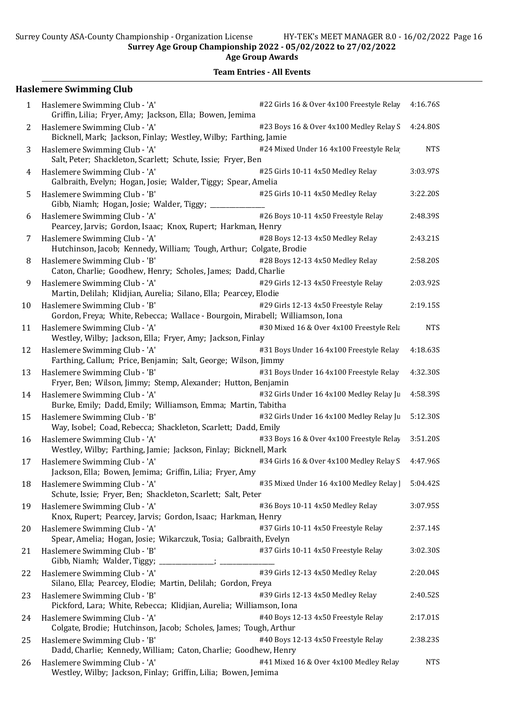Surrey Age Group Championship 2022 - 05/02/2022 to 27/02/2022

Age Group Awards

Team Entries - All Events

## Haslemere Swimming Club

| # | Team / Swimmers | Event | Time |
|---|---|---|---|
| 1 | Haslemere Swimming Club - 'A'<br>Griffin, Lilia; Fryer, Amy; Jackson, Ella; Bowen, Jemima | #22 Girls 16 & Over 4x100 Freestyle Relay | 4:16.76S |
| 2 | Haslemere Swimming Club - 'A'<br>Bicknell, Mark; Jackson, Finlay; Westley, Wilby; Farthing, Jamie | #23 Boys 16 & Over 4x100 Medley Relay S | 4:24.80S |
| 3 | Haslemere Swimming Club - 'A'<br>Salt, Peter; Shackleton, Scarlett; Schute, Issie; Fryer, Ben | #24 Mixed Under 16 4x100 Freestyle Rela | NTS |
| 4 | Haslemere Swimming Club - 'A'<br>Galbraith, Evelyn; Hogan, Josie; Walder, Tiggy; Spear, Amelia | #25 Girls 10-11 4x50 Medley Relay | 3:03.97S |
| 5 | Haslemere Swimming Club - 'B'<br>Gibb, Niamh; Hogan, Josie; Walder, Tiggy; ________________ | #25 Girls 10-11 4x50 Medley Relay | 3:22.20S |
| 6 | Haslemere Swimming Club - 'A'<br>Pearcey, Jarvis; Gordon, Isaac; Knox, Rupert; Harkman, Henry | #26 Boys 10-11 4x50 Freestyle Relay | 2:48.39S |
| 7 | Haslemere Swimming Club - 'A'<br>Hutchinson, Jacob; Kennedy, William; Tough, Arthur; Colgate, Brodie | #28 Boys 12-13 4x50 Medley Relay | 2:43.21S |
| 8 | Haslemere Swimming Club - 'B'<br>Caton, Charlie; Goodhew, Henry; Scholes, James; Dadd, Charlie | #28 Boys 12-13 4x50 Medley Relay | 2:58.20S |
| 9 | Haslemere Swimming Club - 'A'<br>Martin, Delilah; Klidjian, Aurelia; Silano, Ella; Pearcey, Elodie | #29 Girls 12-13 4x50 Freestyle Relay | 2:03.92S |
| 10 | Haslemere Swimming Club - 'B'<br>Gordon, Freya; White, Rebecca; Wallace - Bourgoin, Mirabell; Williamson, Iona | #29 Girls 12-13 4x50 Freestyle Relay | 2:19.15S |
| 11 | Haslemere Swimming Club - 'A'<br>Westley, Wilby; Jackson, Ella; Fryer, Amy; Jackson, Finlay | #30 Mixed 16 & Over 4x100 Freestyle Rela | NTS |
| 12 | Haslemere Swimming Club - 'A'<br>Farthing, Callum; Price, Benjamin; Salt, George; Wilson, Jimmy | #31 Boys Under 16 4x100 Freestyle Relay | 4:18.63S |
| 13 | Haslemere Swimming Club - 'B'<br>Fryer, Ben; Wilson, Jimmy; Stemp, Alexander; Hutton, Benjamin | #31 Boys Under 16 4x100 Freestyle Relay | 4:32.30S |
| 14 | Haslemere Swimming Club - 'A'<br>Burke, Emily; Dadd, Emily; Williamson, Emma; Martin, Tabitha | #32 Girls Under 16 4x100 Medley Relay Ju | 4:58.39S |
| 15 | Haslemere Swimming Club - 'B'<br>Way, Isobel; Coad, Rebecca; Shackleton, Scarlett; Dadd, Emily | #32 Girls Under 16 4x100 Medley Relay Ju | 5:12.30S |
| 16 | Haslemere Swimming Club - 'A'<br>Westley, Wilby; Farthing, Jamie; Jackson, Finlay; Bicknell, Mark | #33 Boys 16 & Over 4x100 Freestyle Relay | 3:51.20S |
| 17 | Haslemere Swimming Club - 'A'<br>Jackson, Ella; Bowen, Jemima; Griffin, Lilia; Fryer, Amy | #34 Girls 16 & Over 4x100 Medley Relay S | 4:47.96S |
| 18 | Haslemere Swimming Club - 'A'<br>Schute, Issie; Fryer, Ben; Shackleton, Scarlett; Salt, Peter | #35 Mixed Under 16 4x100 Medley Relay J | 5:04.42S |
| 19 | Haslemere Swimming Club - 'A'<br>Knox, Rupert; Pearcey, Jarvis; Gordon, Isaac; Harkman, Henry | #36 Boys 10-11 4x50 Medley Relay | 3:07.95S |
| 20 | Haslemere Swimming Club - 'A'<br>Spear, Amelia; Hogan, Josie; Wikarczuk, Tosia; Galbraith, Evelyn | #37 Girls 10-11 4x50 Freestyle Relay | 2:37.14S |
| 21 | Haslemere Swimming Club - 'B'<br>Gibb, Niamh; Walder, Tiggy; ________________; ________________ | #37 Girls 10-11 4x50 Freestyle Relay | 3:02.30S |
| 22 | Haslemere Swimming Club - 'A'<br>Silano, Ella; Pearcey, Elodie; Martin, Delilah; Gordon, Freya | #39 Girls 12-13 4x50 Medley Relay | 2:20.04S |
| 23 | Haslemere Swimming Club - 'B'<br>Pickford, Lara; White, Rebecca; Klidjian, Aurelia; Williamson, Iona | #39 Girls 12-13 4x50 Medley Relay | 2:40.52S |
| 24 | Haslemere Swimming Club - 'A'<br>Colgate, Brodie; Hutchinson, Jacob; Scholes, James; Tough, Arthur | #40 Boys 12-13 4x50 Freestyle Relay | 2:17.01S |
| 25 | Haslemere Swimming Club - 'B'<br>Dadd, Charlie; Kennedy, William; Caton, Charlie; Goodhew, Henry | #40 Boys 12-13 4x50 Freestyle Relay | 2:38.23S |
| 26 | Haslemere Swimming Club - 'A'<br>Westley, Wilby; Jackson, Finlay; Griffin, Lilia; Bowen, Jemima | #41 Mixed 16 & Over 4x100 Medley Relay | NTS |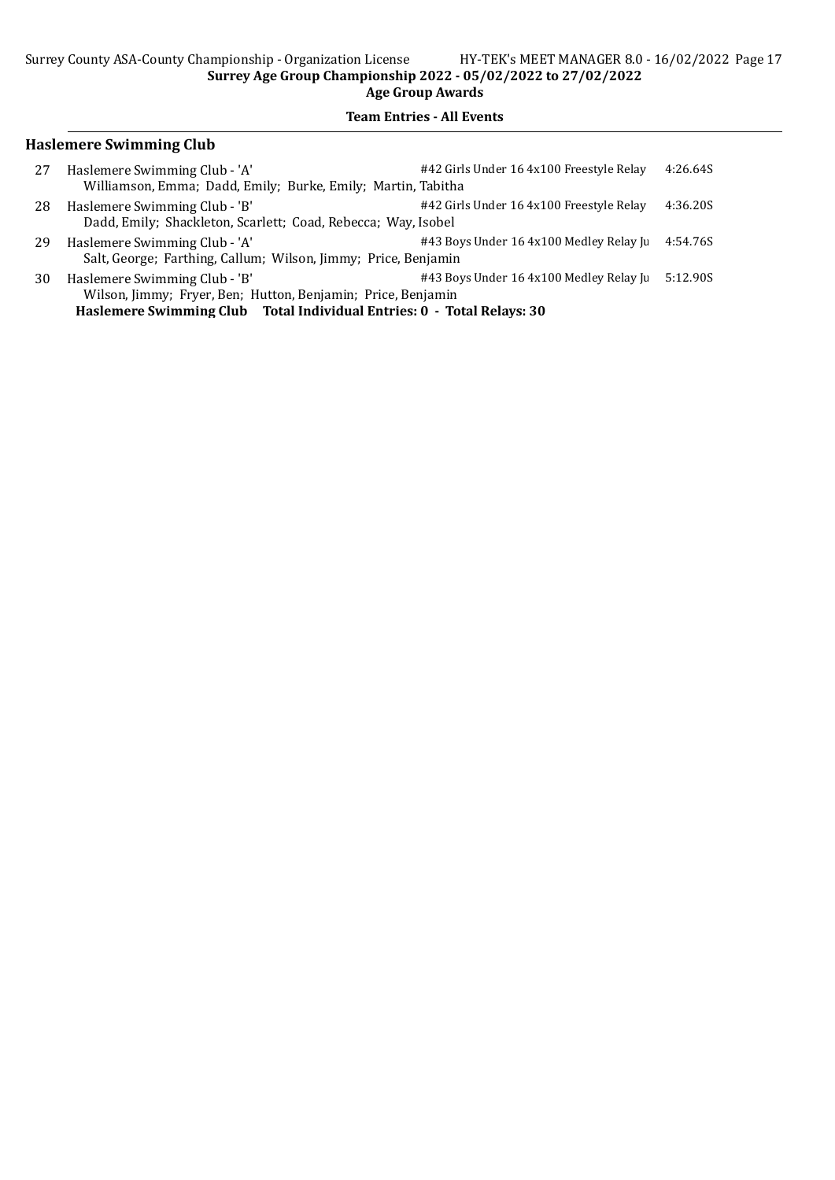## Team Entries - All Events

### Haslemere Swimming Club

| # | Team | Event | Time |
|---|---|---|---|
| 27 | Haslemere Swimming Club - 'A'<br>Williamson, Emma; Dadd, Emily; Burke, Emily; Martin, Tabitha | #42 Girls Under 16 4x100 Freestyle Relay | 4:26.64S |
| 28 | Haslemere Swimming Club - 'B'<br>Dadd, Emily; Shackleton, Scarlett; Coad, Rebecca; Way, Isobel | #42 Girls Under 16 4x100 Freestyle Relay | 4:36.20S |
| 29 | Haslemere Swimming Club - 'A'<br>Salt, George; Farthing, Callum; Wilson, Jimmy; Price, Benjamin | #43 Boys Under 16 4x100 Medley Relay Ju | 4:54.76S |
| 30 | Haslemere Swimming Club - 'B'<br>Wilson, Jimmy; Fryer, Ben; Hutton, Benjamin; Price, Benjamin | #43 Boys Under 16 4x100 Medley Relay Ju | 5:12.90S |

**Haslemere Swimming Club Total Individual Entries: 0 - Total Relays: 30**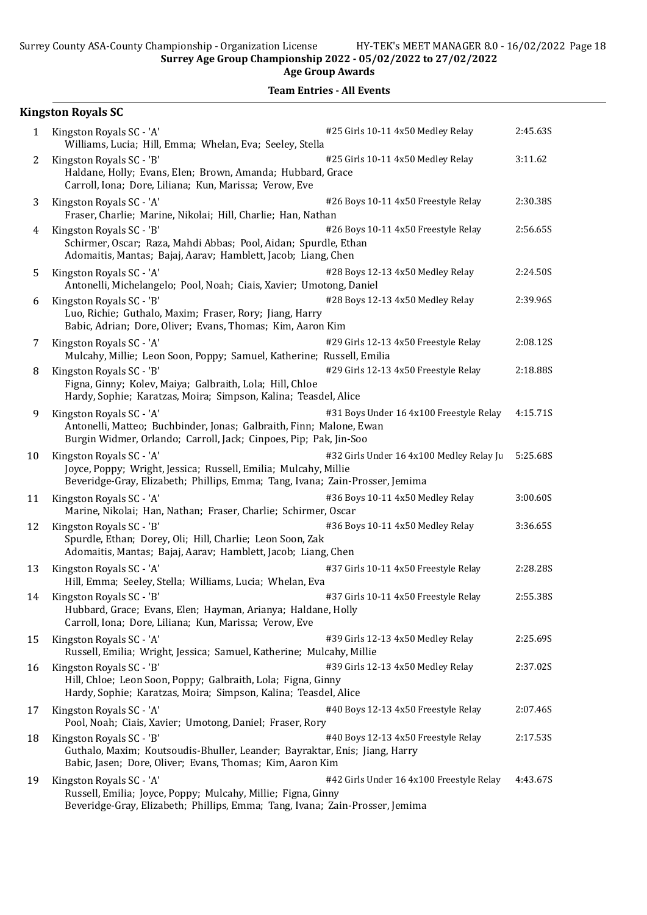Surrey Age Group Championship 2022 - 05/02/2022 to 27/02/2022

Age Group Awards

Team Entries - All Events

## Kingston Royals SC

| # | Team | Event | Time |
|---|---|---|---|
| 1 | Kingston Royals SC - 'A'<br>Williams, Lucia; Hill, Emma; Whelan, Eva; Seeley, Stella | #25 Girls 10-11 4x50 Medley Relay | 2:45.63S |
| 2 | Kingston Royals SC - 'B'<br>Haldane, Holly; Evans, Elen; Brown, Amanda; Hubbard, Grace<br>Carroll, Iona; Dore, Liliana; Kun, Marissa; Verow, Eve | #25 Girls 10-11 4x50 Medley Relay | 3:11.62 |
| 3 | Kingston Royals SC - 'A'<br>Fraser, Charlie; Marine, Nikolai; Hill, Charlie; Han, Nathan | #26 Boys 10-11 4x50 Freestyle Relay | 2:30.38S |
| 4 | Kingston Royals SC - 'B'<br>Schirmer, Oscar; Raza, Mahdi Abbas; Pool, Aidan; Spurdle, Ethan<br>Adomaitis, Mantas; Bajaj, Aarav; Hamblett, Jacob; Liang, Chen | #26 Boys 10-11 4x50 Freestyle Relay | 2:56.65S |
| 5 | Kingston Royals SC - 'A'<br>Antonelli, Michelangelo; Pool, Noah; Ciais, Xavier; Umotong, Daniel | #28 Boys 12-13 4x50 Medley Relay | 2:24.50S |
| 6 | Kingston Royals SC - 'B'<br>Luo, Richie; Guthalo, Maxim; Fraser, Rory; Jiang, Harry<br>Babic, Adrian; Dore, Oliver; Evans, Thomas; Kim, Aaron Kim | #28 Boys 12-13 4x50 Medley Relay | 2:39.96S |
| 7 | Kingston Royals SC - 'A'<br>Mulcahy, Millie; Leon Soon, Poppy; Samuel, Katherine; Russell, Emilia | #29 Girls 12-13 4x50 Freestyle Relay | 2:08.12S |
| 8 | Kingston Royals SC - 'B'<br>Figna, Ginny; Kolev, Maiya; Galbraith, Lola; Hill, Chloe<br>Hardy, Sophie; Karatzas, Moira; Simpson, Kalina; Teasdel, Alice | #29 Girls 12-13 4x50 Freestyle Relay | 2:18.88S |
| 9 | Kingston Royals SC - 'A'<br>Antonelli, Matteo; Buchbinder, Jonas; Galbraith, Finn; Malone, Ewan<br>Burgin Widmer, Orlando; Carroll, Jack; Cinpoes, Pip; Pak, Jin-Soo | #31 Boys Under 16 4x100 Freestyle Relay | 4:15.71S |
| 10 | Kingston Royals SC - 'A'<br>Joyce, Poppy; Wright, Jessica; Russell, Emilia; Mulcahy, Millie<br>Beveridge-Gray, Elizabeth; Phillips, Emma; Tang, Ivana; Zain-Prosser, Jemima | #32 Girls Under 16 4x100 Medley Relay Ju | 5:25.68S |
| 11 | Kingston Royals SC - 'A'<br>Marine, Nikolai; Han, Nathan; Fraser, Charlie; Schirmer, Oscar | #36 Boys 10-11 4x50 Medley Relay | 3:00.60S |
| 12 | Kingston Royals SC - 'B'<br>Spurdle, Ethan; Dorey, Oli; Hill, Charlie; Leon Soon, Zak<br>Adomaitis, Mantas; Bajaj, Aarav; Hamblett, Jacob; Liang, Chen | #36 Boys 10-11 4x50 Medley Relay | 3:36.65S |
| 13 | Kingston Royals SC - 'A'<br>Hill, Emma; Seeley, Stella; Williams, Lucia; Whelan, Eva | #37 Girls 10-11 4x50 Freestyle Relay | 2:28.28S |
| 14 | Kingston Royals SC - 'B'<br>Hubbard, Grace; Evans, Elen; Hayman, Arianya; Haldane, Holly<br>Carroll, Iona; Dore, Liliana; Kun, Marissa; Verow, Eve | #37 Girls 10-11 4x50 Freestyle Relay | 2:55.38S |
| 15 | Kingston Royals SC - 'A'<br>Russell, Emilia; Wright, Jessica; Samuel, Katherine; Mulcahy, Millie | #39 Girls 12-13 4x50 Medley Relay | 2:25.69S |
| 16 | Kingston Royals SC - 'B'<br>Hill, Chloe; Leon Soon, Poppy; Galbraith, Lola; Figna, Ginny<br>Hardy, Sophie; Karatzas, Moira; Simpson, Kalina; Teasdel, Alice | #39 Girls 12-13 4x50 Medley Relay | 2:37.02S |
| 17 | Kingston Royals SC - 'A'<br>Pool, Noah; Ciais, Xavier; Umotong, Daniel; Fraser, Rory | #40 Boys 12-13 4x50 Freestyle Relay | 2:07.46S |
| 18 | Kingston Royals SC - 'B'<br>Guthalo, Maxim; Koutsoudis-Bhuller, Leander; Bayraktar, Enis; Jiang, Harry<br>Babic, Jasen; Dore, Oliver; Evans, Thomas; Kim, Aaron Kim | #40 Boys 12-13 4x50 Freestyle Relay | 2:17.53S |
| 19 | Kingston Royals SC - 'A'<br>Russell, Emilia; Joyce, Poppy; Mulcahy, Millie; Figna, Ginny<br>Beveridge-Gray, Elizabeth; Phillips, Emma; Tang, Ivana; Zain-Prosser, Jemima | #42 Girls Under 16 4x100 Freestyle Relay | 4:43.67S |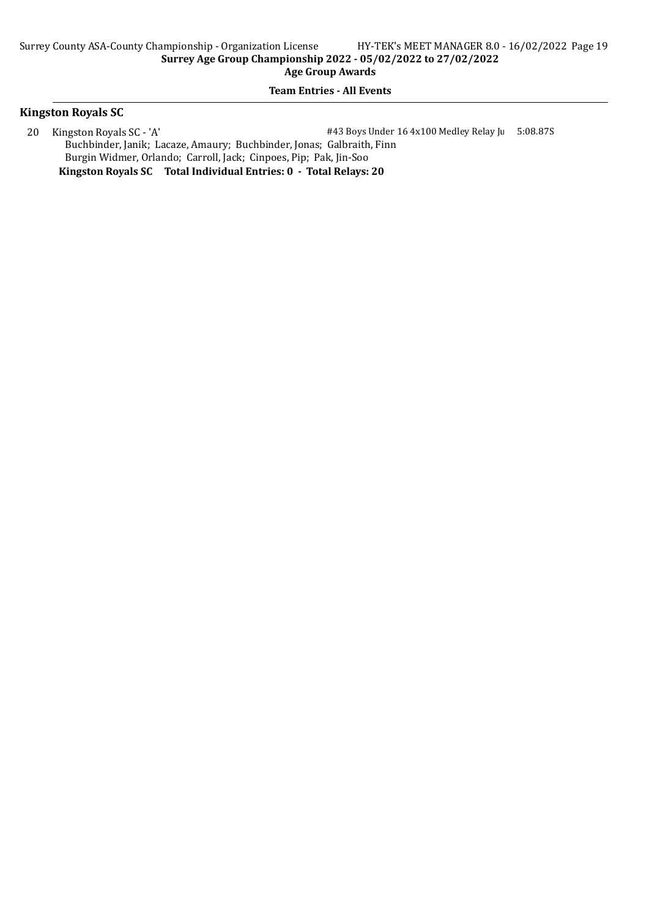## Team Entries - All Events

### Kingston Royals SC

20 Kingston Royals SC - 'A' #43 Boys Under 16 4x100 Medley Relay Ju 5:08.87S

Buchbinder, Janik; Lacaze, Amaury; Buchbinder, Jonas; Galbraith, Finn

Burgin Widmer, Orlando; Carroll, Jack; Cinpoes, Pip; Pak, Jin-Soo

**Kingston Royals SC Total Individual Entries: 0 - Total Relays: 20**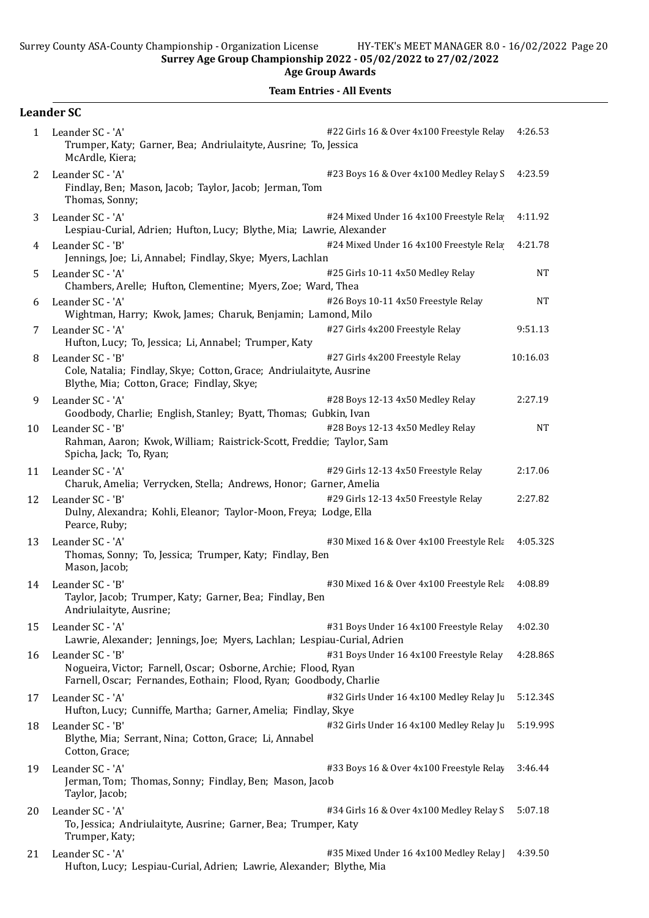Surrey Age Group Championship 2022 - 05/02/2022 to 27/02/2022

Age Group Awards

Team Entries - All Events

## Leander SC

| # | Team | Event | Time |
|---|---|---|---|
| 1 | Leander SC - 'A'<br>Trumper, Katy; Garner, Bea; Andriulaityte, Ausrine; To, Jessica<br>McArdle, Kiera; | #22 Girls 16 & Over 4x100 Freestyle Relay | 4:26.53 |
| 2 | Leander SC - 'A'<br>Findlay, Ben; Mason, Jacob; Taylor, Jacob; Jerman, Tom<br>Thomas, Sonny; | #23 Boys 16 & Over 4x100 Medley Relay S | 4:23.59 |
| 3 | Leander SC - 'A'<br>Lespiau-Curial, Adrien; Hufton, Lucy; Blythe, Mia; Lawrie, Alexander | #24 Mixed Under 16 4x100 Freestyle Relay | 4:11.92 |
| 4 | Leander SC - 'B'<br>Jennings, Joe; Li, Annabel; Findlay, Skye; Myers, Lachlan | #24 Mixed Under 16 4x100 Freestyle Relay | 4:21.78 |
| 5 | Leander SC - 'A'<br>Chambers, Arelle; Hufton, Clementine; Myers, Zoe; Ward, Thea | #25 Girls 10-11 4x50 Medley Relay | NT |
| 6 | Leander SC - 'A'<br>Wightman, Harry; Kwok, James; Charuk, Benjamin; Lamond, Milo | #26 Boys 10-11 4x50 Freestyle Relay | NT |
| 7 | Leander SC - 'A'<br>Hufton, Lucy; To, Jessica; Li, Annabel; Trumper, Katy | #27 Girls 4x200 Freestyle Relay | 9:51.13 |
| 8 | Leander SC - 'B'<br>Cole, Natalia; Findlay, Skye; Cotton, Grace; Andriulaityte, Ausrine<br>Blythe, Mia; Cotton, Grace; Findlay, Skye; | #27 Girls 4x200 Freestyle Relay | 10:16.03 |
| 9 | Leander SC - 'A'<br>Goodbody, Charlie; English, Stanley; Byatt, Thomas; Gubkin, Ivan | #28 Boys 12-13 4x50 Medley Relay | 2:27.19 |
| 10 | Leander SC - 'B'<br>Rahman, Aaron; Kwok, William; Raistrick-Scott, Freddie; Taylor, Sam<br>Spicha, Jack; To, Ryan; | #28 Boys 12-13 4x50 Medley Relay | NT |
| 11 | Leander SC - 'A'<br>Charuk, Amelia; Verrycken, Stella; Andrews, Honor; Garner, Amelia | #29 Girls 12-13 4x50 Freestyle Relay | 2:17.06 |
| 12 | Leander SC - 'B'<br>Dulny, Alexandra; Kohli, Eleanor; Taylor-Moon, Freya; Lodge, Ella<br>Pearce, Ruby; | #29 Girls 12-13 4x50 Freestyle Relay | 2:27.82 |
| 13 | Leander SC - 'A'<br>Thomas, Sonny; To, Jessica; Trumper, Katy; Findlay, Ben<br>Mason, Jacob; | #30 Mixed 16 & Over 4x100 Freestyle Rela | 4:05.32S |
| 14 | Leander SC - 'B'<br>Taylor, Jacob; Trumper, Katy; Garner, Bea; Findlay, Ben<br>Andriulaityte, Ausrine; | #30 Mixed 16 & Over 4x100 Freestyle Rela | 4:08.89 |
| 15 | Leander SC - 'A'<br>Lawrie, Alexander; Jennings, Joe; Myers, Lachlan; Lespiau-Curial, Adrien | #31 Boys Under 16 4x100 Freestyle Relay | 4:02.30 |
| 16 | Leander SC - 'B'<br>Nogueira, Victor; Farnell, Oscar; Osborne, Archie; Flood, Ryan<br>Farnell, Oscar; Fernandes, Eothain; Flood, Ryan; Goodbody, Charlie | #31 Boys Under 16 4x100 Freestyle Relay | 4:28.86S |
| 17 | Leander SC - 'A'<br>Hufton, Lucy; Cunniffe, Martha; Garner, Amelia; Findlay, Skye | #32 Girls Under 16 4x100 Medley Relay Ju | 5:12.34S |
| 18 | Leander SC - 'B'<br>Blythe, Mia; Serrant, Nina; Cotton, Grace; Li, Annabel<br>Cotton, Grace; | #32 Girls Under 16 4x100 Medley Relay Ju | 5:19.99S |
| 19 | Leander SC - 'A'<br>Jerman, Tom; Thomas, Sonny; Findlay, Ben; Mason, Jacob<br>Taylor, Jacob; | #33 Boys 16 & Over 4x100 Freestyle Relay | 3:46.44 |
| 20 | Leander SC - 'A'<br>To, Jessica; Andriulaityte, Ausrine; Garner, Bea; Trumper, Katy<br>Trumper, Katy; | #34 Girls 16 & Over 4x100 Medley Relay S | 5:07.18 |
| 21 | Leander SC - 'A'<br>Hufton, Lucy; Lespiau-Curial, Adrien; Lawrie, Alexander; Blythe, Mia | #35 Mixed Under 16 4x100 Medley Relay J | 4:39.50 |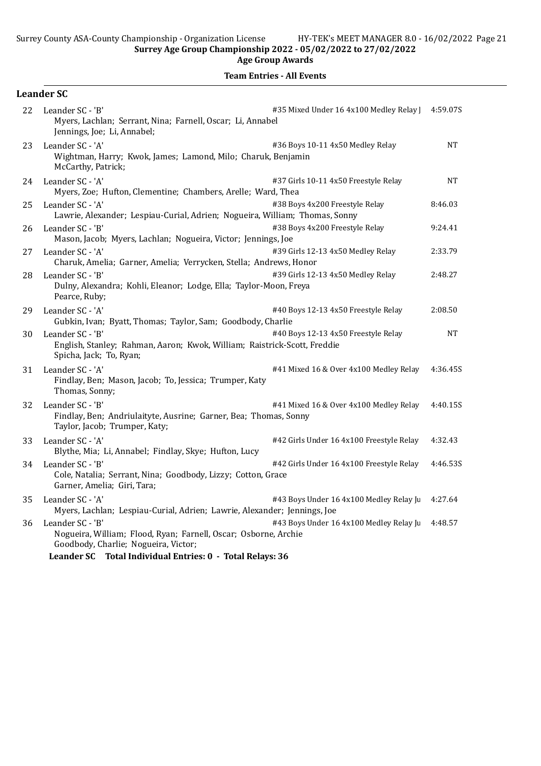## Leander SC

| # | Team | Event | Seed |
|---|---|---|---|
| 22 | Leander SC - 'B'<br>Myers, Lachlan; Serrant, Nina; Farnell, Oscar; Li, Annabel<br>Jennings, Joe; Li, Annabel; | #35 Mixed Under 16 4x100 Medley Relay J | 4:59.07S |
| 23 | Leander SC - 'A'<br>Wightman, Harry; Kwok, James; Lamond, Milo; Charuk, Benjamin<br>McCarthy, Patrick; | #36 Boys 10-11 4x50 Medley Relay | NT |
| 24 | Leander SC - 'A'<br>Myers, Zoe; Hufton, Clementine; Chambers, Arelle; Ward, Thea | #37 Girls 10-11 4x50 Freestyle Relay | NT |
| 25 | Leander SC - 'A'<br>Lawrie, Alexander; Lespiau-Curial, Adrien; Nogueira, William; Thomas, Sonny | #38 Boys 4x200 Freestyle Relay | 8:46.03 |
| 26 | Leander SC - 'B'<br>Mason, Jacob; Myers, Lachlan; Nogueira, Victor; Jennings, Joe | #38 Boys 4x200 Freestyle Relay | 9:24.41 |
| 27 | Leander SC - 'A'<br>Charuk, Amelia; Garner, Amelia; Verrycken, Stella; Andrews, Honor | #39 Girls 12-13 4x50 Medley Relay | 2:33.79 |
| 28 | Leander SC - 'B'<br>Dulny, Alexandra; Kohli, Eleanor; Lodge, Ella; Taylor-Moon, Freya<br>Pearce, Ruby; | #39 Girls 12-13 4x50 Medley Relay | 2:48.27 |
| 29 | Leander SC - 'A'<br>Gubkin, Ivan; Byatt, Thomas; Taylor, Sam; Goodbody, Charlie | #40 Boys 12-13 4x50 Freestyle Relay | 2:08.50 |
| 30 | Leander SC - 'B'<br>English, Stanley; Rahman, Aaron; Kwok, William; Raistrick-Scott, Freddie<br>Spicha, Jack; To, Ryan; | #40 Boys 12-13 4x50 Freestyle Relay | NT |
| 31 | Leander SC - 'A'<br>Findlay, Ben; Mason, Jacob; To, Jessica; Trumper, Katy<br>Thomas, Sonny; | #41 Mixed 16 & Over 4x100 Medley Relay | 4:36.45S |
| 32 | Leander SC - 'B'<br>Findlay, Ben; Andriulaityte, Ausrine; Garner, Bea; Thomas, Sonny<br>Taylor, Jacob; Trumper, Katy; | #41 Mixed 16 & Over 4x100 Medley Relay | 4:40.15S |
| 33 | Leander SC - 'A'<br>Blythe, Mia; Li, Annabel; Findlay, Skye; Hufton, Lucy | #42 Girls Under 16 4x100 Freestyle Relay | 4:32.43 |
| 34 | Leander SC - 'B'<br>Cole, Natalia; Serrant, Nina; Goodbody, Lizzy; Cotton, Grace<br>Garner, Amelia; Giri, Tara; | #42 Girls Under 16 4x100 Freestyle Relay | 4:46.53S |
| 35 | Leander SC - 'A'<br>Myers, Lachlan; Lespiau-Curial, Adrien; Lawrie, Alexander; Jennings, Joe | #43 Boys Under 16 4x100 Medley Relay Ju | 4:27.64 |
| 36 | Leander SC - 'B'<br>Nogueira, William; Flood, Ryan; Farnell, Oscar; Osborne, Archie<br>Goodbody, Charlie; Nogueira, Victor; | #43 Boys Under 16 4x100 Medley Relay Ju | 4:48.57 |

**Leander SC Total Individual Entries: 0 - Total Relays: 36**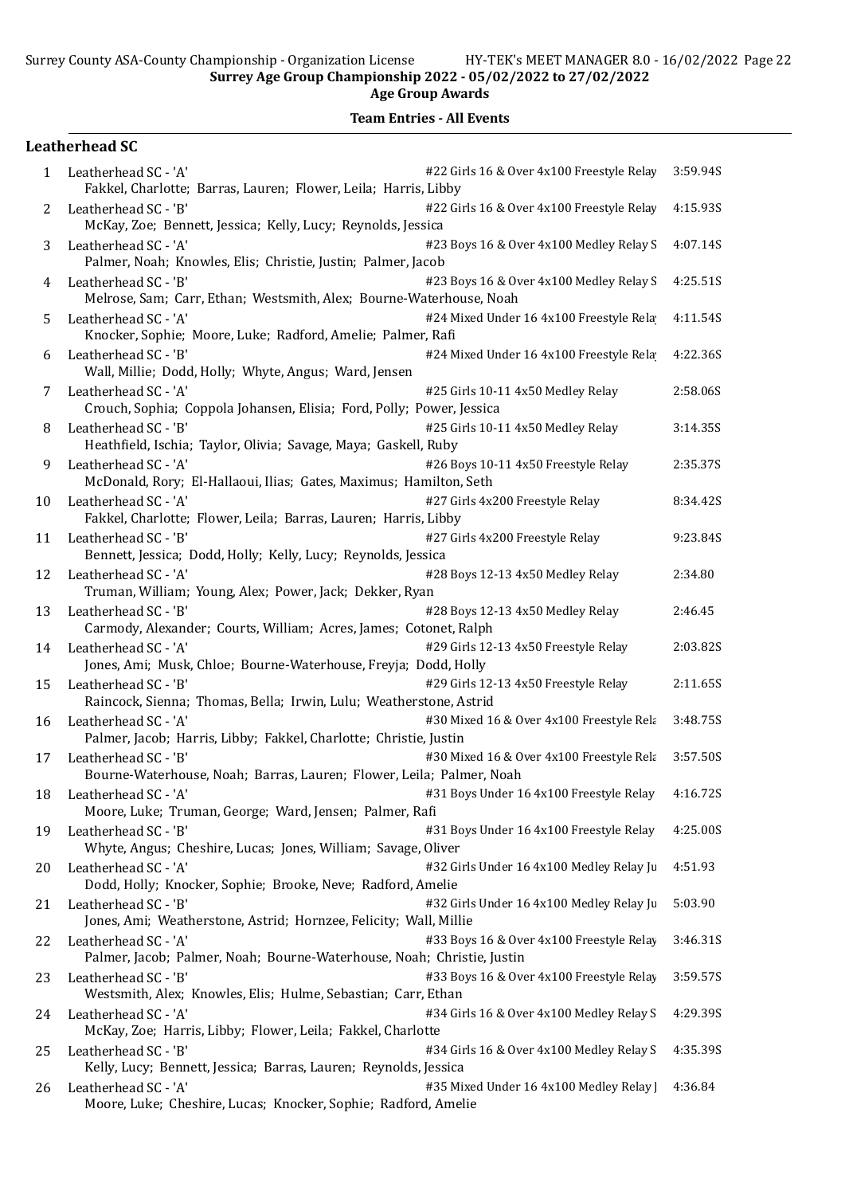Surrey Age Group Championship 2022 - 05/02/2022 to 27/02/2022

Age Group Awards

## Team Entries - All Events

### Leatherhead SC

| # | Team | Event | Time |
|---|---|---|---|
| 1 | Leatherhead SC - 'A'<br>Fakkel, Charlotte; Barras, Lauren; Flower, Leila; Harris, Libby | #22 Girls 16 & Over 4x100 Freestyle Relay | 3:59.94S |
| 2 | Leatherhead SC - 'B'<br>McKay, Zoe; Bennett, Jessica; Kelly, Lucy; Reynolds, Jessica | #22 Girls 16 & Over 4x100 Freestyle Relay | 4:15.93S |
| 3 | Leatherhead SC - 'A'<br>Palmer, Noah; Knowles, Elis; Christie, Justin; Palmer, Jacob | #23 Boys 16 & Over 4x100 Medley Relay S | 4:07.14S |
| 4 | Leatherhead SC - 'B'<br>Melrose, Sam; Carr, Ethan; Westsmith, Alex; Bourne-Waterhouse, Noah | #23 Boys 16 & Over 4x100 Medley Relay S | 4:25.51S |
| 5 | Leatherhead SC - 'A'<br>Knocker, Sophie; Moore, Luke; Radford, Amelie; Palmer, Rafi | #24 Mixed Under 16 4x100 Freestyle Rela | 4:11.54S |
| 6 | Leatherhead SC - 'B'<br>Wall, Millie; Dodd, Holly; Whyte, Angus; Ward, Jensen | #24 Mixed Under 16 4x100 Freestyle Rela | 4:22.36S |
| 7 | Leatherhead SC - 'A'<br>Crouch, Sophia; Coppola Johansen, Elisia; Ford, Polly; Power, Jessica | #25 Girls 10-11 4x50 Medley Relay | 2:58.06S |
| 8 | Leatherhead SC - 'B'<br>Heathfield, Ischia; Taylor, Olivia; Savage, Maya; Gaskell, Ruby | #25 Girls 10-11 4x50 Medley Relay | 3:14.35S |
| 9 | Leatherhead SC - 'A'<br>McDonald, Rory; El-Hallaoui, Ilias; Gates, Maximus; Hamilton, Seth | #26 Boys 10-11 4x50 Freestyle Relay | 2:35.37S |
| 10 | Leatherhead SC - 'A'<br>Fakkel, Charlotte; Flower, Leila; Barras, Lauren; Harris, Libby | #27 Girls 4x200 Freestyle Relay | 8:34.42S |
| 11 | Leatherhead SC - 'B'<br>Bennett, Jessica; Dodd, Holly; Kelly, Lucy; Reynolds, Jessica | #27 Girls 4x200 Freestyle Relay | 9:23.84S |
| 12 | Leatherhead SC - 'A'<br>Truman, William; Young, Alex; Power, Jack; Dekker, Ryan | #28 Boys 12-13 4x50 Medley Relay | 2:34.80 |
| 13 | Leatherhead SC - 'B'<br>Carmody, Alexander; Courts, William; Acres, James; Cotonet, Ralph | #28 Boys 12-13 4x50 Medley Relay | 2:46.45 |
| 14 | Leatherhead SC - 'A'<br>Jones, Ami; Musk, Chloe; Bourne-Waterhouse, Freyja; Dodd, Holly | #29 Girls 12-13 4x50 Freestyle Relay | 2:03.82S |
| 15 | Leatherhead SC - 'B'<br>Raincock, Sienna; Thomas, Bella; Irwin, Lulu; Weatherstone, Astrid | #29 Girls 12-13 4x50 Freestyle Relay | 2:11.65S |
| 16 | Leatherhead SC - 'A'<br>Palmer, Jacob; Harris, Libby; Fakkel, Charlotte; Christie, Justin | #30 Mixed 16 & Over 4x100 Freestyle Rela | 3:48.75S |
| 17 | Leatherhead SC - 'B'<br>Bourne-Waterhouse, Noah; Barras, Lauren; Flower, Leila; Palmer, Noah | #30 Mixed 16 & Over 4x100 Freestyle Rela | 3:57.50S |
| 18 | Leatherhead SC - 'A'<br>Moore, Luke; Truman, George; Ward, Jensen; Palmer, Rafi | #31 Boys Under 16 4x100 Freestyle Relay | 4:16.72S |
| 19 | Leatherhead SC - 'B'<br>Whyte, Angus; Cheshire, Lucas; Jones, William; Savage, Oliver | #31 Boys Under 16 4x100 Freestyle Relay | 4:25.00S |
| 20 | Leatherhead SC - 'A'<br>Dodd, Holly; Knocker, Sophie; Brooke, Neve; Radford, Amelie | #32 Girls Under 16 4x100 Medley Relay Ju | 4:51.93 |
| 21 | Leatherhead SC - 'B'<br>Jones, Ami; Weatherstone, Astrid; Hornzee, Felicity; Wall, Millie | #32 Girls Under 16 4x100 Medley Relay Ju | 5:03.90 |
| 22 | Leatherhead SC - 'A'<br>Palmer, Jacob; Palmer, Noah; Bourne-Waterhouse, Noah; Christie, Justin | #33 Boys 16 & Over 4x100 Freestyle Relay | 3:46.31S |
| 23 | Leatherhead SC - 'B'<br>Westsmith, Alex; Knowles, Elis; Hulme, Sebastian; Carr, Ethan | #33 Boys 16 & Over 4x100 Freestyle Relay | 3:59.57S |
| 24 | Leatherhead SC - 'A'<br>McKay, Zoe; Harris, Libby; Flower, Leila; Fakkel, Charlotte | #34 Girls 16 & Over 4x100 Medley Relay S | 4:29.39S |
| 25 | Leatherhead SC - 'B'<br>Kelly, Lucy; Bennett, Jessica; Barras, Lauren; Reynolds, Jessica | #34 Girls 16 & Over 4x100 Medley Relay S | 4:35.39S |
| 26 | Leatherhead SC - 'A'<br>Moore, Luke; Cheshire, Lucas; Knocker, Sophie; Radford, Amelie | #35 Mixed Under 16 4x100 Medley Relay J | 4:36.84 |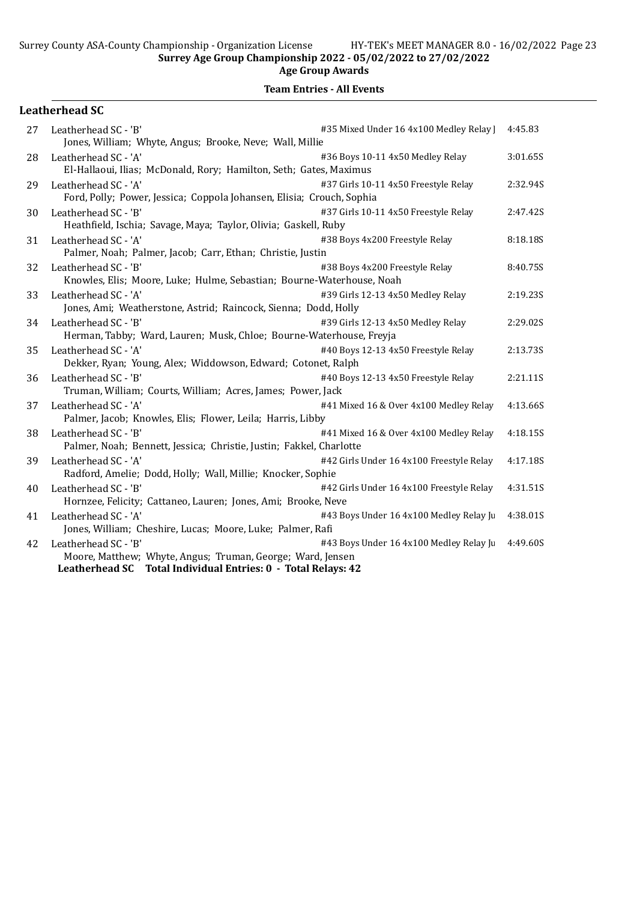Surrey Age Group Championship 2022 - 05/02/2022 to 27/02/2022

Age Group Awards

## Team Entries - All Events

### Leatherhead SC

| # | Team | Event | Time |
|---|---|---|---|
| 27 | Leatherhead SC - 'B'<br>Jones, William; Whyte, Angus; Brooke, Neve; Wall, Millie | #35 Mixed Under 16 4x100 Medley Relay J | 4:45.83 |
| 28 | Leatherhead SC - 'A'<br>El-Hallaoui, Ilias; McDonald, Rory; Hamilton, Seth; Gates, Maximus | #36 Boys 10-11 4x50 Medley Relay | 3:01.65S |
| 29 | Leatherhead SC - 'A'<br>Ford, Polly; Power, Jessica; Coppola Johansen, Elisia; Crouch, Sophia | #37 Girls 10-11 4x50 Freestyle Relay | 2:32.94S |
| 30 | Leatherhead SC - 'B'<br>Heathfield, Ischia; Savage, Maya; Taylor, Olivia; Gaskell, Ruby | #37 Girls 10-11 4x50 Freestyle Relay | 2:47.42S |
| 31 | Leatherhead SC - 'A'<br>Palmer, Noah; Palmer, Jacob; Carr, Ethan; Christie, Justin | #38 Boys 4x200 Freestyle Relay | 8:18.18S |
| 32 | Leatherhead SC - 'B'<br>Knowles, Elis; Moore, Luke; Hulme, Sebastian; Bourne-Waterhouse, Noah | #38 Boys 4x200 Freestyle Relay | 8:40.75S |
| 33 | Leatherhead SC - 'A'<br>Jones, Ami; Weatherstone, Astrid; Raincock, Sienna; Dodd, Holly | #39 Girls 12-13 4x50 Medley Relay | 2:19.23S |
| 34 | Leatherhead SC - 'B'<br>Herman, Tabby; Ward, Lauren; Musk, Chloe; Bourne-Waterhouse, Freyja | #39 Girls 12-13 4x50 Medley Relay | 2:29.02S |
| 35 | Leatherhead SC - 'A'<br>Dekker, Ryan; Young, Alex; Widdowson, Edward; Cotonet, Ralph | #40 Boys 12-13 4x50 Freestyle Relay | 2:13.73S |
| 36 | Leatherhead SC - 'B'<br>Truman, William; Courts, William; Acres, James; Power, Jack | #40 Boys 12-13 4x50 Freestyle Relay | 2:21.11S |
| 37 | Leatherhead SC - 'A'<br>Palmer, Jacob; Knowles, Elis; Flower, Leila; Harris, Libby | #41 Mixed 16 & Over 4x100 Medley Relay | 4:13.66S |
| 38 | Leatherhead SC - 'B'<br>Palmer, Noah; Bennett, Jessica; Christie, Justin; Fakkel, Charlotte | #41 Mixed 16 & Over 4x100 Medley Relay | 4:18.15S |
| 39 | Leatherhead SC - 'A'<br>Radford, Amelie; Dodd, Holly; Wall, Millie; Knocker, Sophie | #42 Girls Under 16 4x100 Freestyle Relay | 4:17.18S |
| 40 | Leatherhead SC - 'B'<br>Hornzee, Felicity; Cattaneo, Lauren; Jones, Ami; Brooke, Neve | #42 Girls Under 16 4x100 Freestyle Relay | 4:31.51S |
| 41 | Leatherhead SC - 'A'<br>Jones, William; Cheshire, Lucas; Moore, Luke; Palmer, Rafi | #43 Boys Under 16 4x100 Medley Relay Ju | 4:38.01S |
| 42 | Leatherhead SC - 'B'<br>Moore, Matthew; Whyte, Angus; Truman, George; Ward, Jensen | #43 Boys Under 16 4x100 Medley Relay Ju | 4:49.60S |

**Leatherhead SC Total Individual Entries: 0 - Total Relays: 42**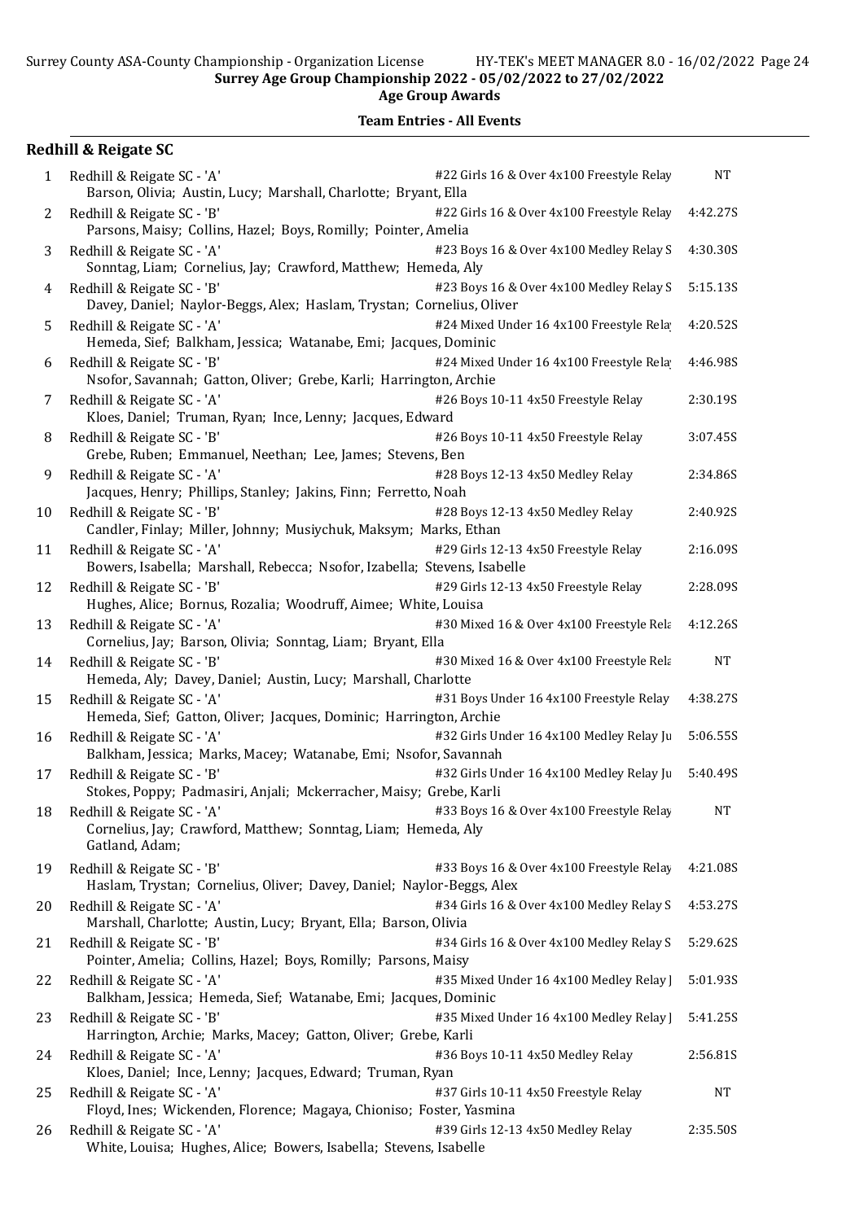**Surrey Age Group Championship 2022 - 05/02/2022 to 27/02/2022**

**Age Group Awards**

**Team Entries - All Events**

## Redhill & Reigate SC

| # | Team | Event | Time |
|---|---|---|---|
| 1 | Redhill & Reigate SC - 'A'<br>Barson, Olivia; Austin, Lucy; Marshall, Charlotte; Bryant, Ella | #22 Girls 16 & Over 4x100 Freestyle Relay | NT |
| 2 | Redhill & Reigate SC - 'B'<br>Parsons, Maisy; Collins, Hazel; Boys, Romilly; Pointer, Amelia | #22 Girls 16 & Over 4x100 Freestyle Relay | 4:42.27S |
| 3 | Redhill & Reigate SC - 'A'<br>Sonntag, Liam; Cornelius, Jay; Crawford, Matthew; Hemeda, Aly | #23 Boys 16 & Over 4x100 Medley Relay S | 4:30.30S |
| 4 | Redhill & Reigate SC - 'B'<br>Davey, Daniel; Naylor-Beggs, Alex; Haslam, Trystan; Cornelius, Oliver | #23 Boys 16 & Over 4x100 Medley Relay S | 5:15.13S |
| 5 | Redhill & Reigate SC - 'A'<br>Hemeda, Sief; Balkham, Jessica; Watanabe, Emi; Jacques, Dominic | #24 Mixed Under 16 4x100 Freestyle Relay | 4:20.52S |
| 6 | Redhill & Reigate SC - 'B'<br>Nsofor, Savannah; Gatton, Oliver; Grebe, Karli; Harrington, Archie | #24 Mixed Under 16 4x100 Freestyle Relay | 4:46.98S |
| 7 | Redhill & Reigate SC - 'A'<br>Kloes, Daniel; Truman, Ryan; Ince, Lenny; Jacques, Edward | #26 Boys 10-11 4x50 Freestyle Relay | 2:30.19S |
| 8 | Redhill & Reigate SC - 'B'<br>Grebe, Ruben; Emmanuel, Neethan; Lee, James; Stevens, Ben | #26 Boys 10-11 4x50 Freestyle Relay | 3:07.45S |
| 9 | Redhill & Reigate SC - 'A'<br>Jacques, Henry; Phillips, Stanley; Jakins, Finn; Ferretto, Noah | #28 Boys 12-13 4x50 Medley Relay | 2:34.86S |
| 10 | Redhill & Reigate SC - 'B'<br>Candler, Finlay; Miller, Johnny; Musiychuk, Maksym; Marks, Ethan | #28 Boys 12-13 4x50 Medley Relay | 2:40.92S |
| 11 | Redhill & Reigate SC - 'A'<br>Bowers, Isabella; Marshall, Rebecca; Nsofor, Izabella; Stevens, Isabelle | #29 Girls 12-13 4x50 Freestyle Relay | 2:16.09S |
| 12 | Redhill & Reigate SC - 'B'<br>Hughes, Alice; Bornus, Rozalia; Woodruff, Aimee; White, Louisa | #29 Girls 12-13 4x50 Freestyle Relay | 2:28.09S |
| 13 | Redhill & Reigate SC - 'A'<br>Cornelius, Jay; Barson, Olivia; Sonntag, Liam; Bryant, Ella | #30 Mixed 16 & Over 4x100 Freestyle Rela | 4:12.26S |
| 14 | Redhill & Reigate SC - 'B'<br>Hemeda, Aly; Davey, Daniel; Austin, Lucy; Marshall, Charlotte | #30 Mixed 16 & Over 4x100 Freestyle Rela | NT |
| 15 | Redhill & Reigate SC - 'A'<br>Hemeda, Sief; Gatton, Oliver; Jacques, Dominic; Harrington, Archie | #31 Boys Under 16 4x100 Freestyle Relay | 4:38.27S |
| 16 | Redhill & Reigate SC - 'A'<br>Balkham, Jessica; Marks, Macey; Watanabe, Emi; Nsofor, Savannah | #32 Girls Under 16 4x100 Medley Relay Ju | 5:06.55S |
| 17 | Redhill & Reigate SC - 'B'<br>Stokes, Poppy; Padmasiri, Anjali; Mckerracher, Maisy; Grebe, Karli | #32 Girls Under 16 4x100 Medley Relay Ju | 5:40.49S |
| 18 | Redhill & Reigate SC - 'A'<br>Cornelius, Jay; Crawford, Matthew; Sonntag, Liam; Hemeda, Aly<br>Gatland, Adam; | #33 Boys 16 & Over 4x100 Freestyle Relay | NT |
| 19 | Redhill & Reigate SC - 'B'<br>Haslam, Trystan; Cornelius, Oliver; Davey, Daniel; Naylor-Beggs, Alex | #33 Boys 16 & Over 4x100 Freestyle Relay | 4:21.08S |
| 20 | Redhill & Reigate SC - 'A'<br>Marshall, Charlotte; Austin, Lucy; Bryant, Ella; Barson, Olivia | #34 Girls 16 & Over 4x100 Medley Relay S | 4:53.27S |
| 21 | Redhill & Reigate SC - 'B'<br>Pointer, Amelia; Collins, Hazel; Boys, Romilly; Parsons, Maisy | #34 Girls 16 & Over 4x100 Medley Relay S | 5:29.62S |
| 22 | Redhill & Reigate SC - 'A'<br>Balkham, Jessica; Hemeda, Sief; Watanabe, Emi; Jacques, Dominic | #35 Mixed Under 16 4x100 Medley Relay J | 5:01.93S |
| 23 | Redhill & Reigate SC - 'B'<br>Harrington, Archie; Marks, Macey; Gatton, Oliver; Grebe, Karli | #35 Mixed Under 16 4x100 Medley Relay J | 5:41.25S |
| 24 | Redhill & Reigate SC - 'A'<br>Kloes, Daniel; Ince, Lenny; Jacques, Edward; Truman, Ryan | #36 Boys 10-11 4x50 Medley Relay | 2:56.81S |
| 25 | Redhill & Reigate SC - 'A'<br>Floyd, Ines; Wickenden, Florence; Magaya, Chioniso; Foster, Yasmina | #37 Girls 10-11 4x50 Freestyle Relay | NT |
| 26 | Redhill & Reigate SC - 'A'<br>White, Louisa; Hughes, Alice; Bowers, Isabella; Stevens, Isabelle | #39 Girls 12-13 4x50 Medley Relay | 2:35.50S |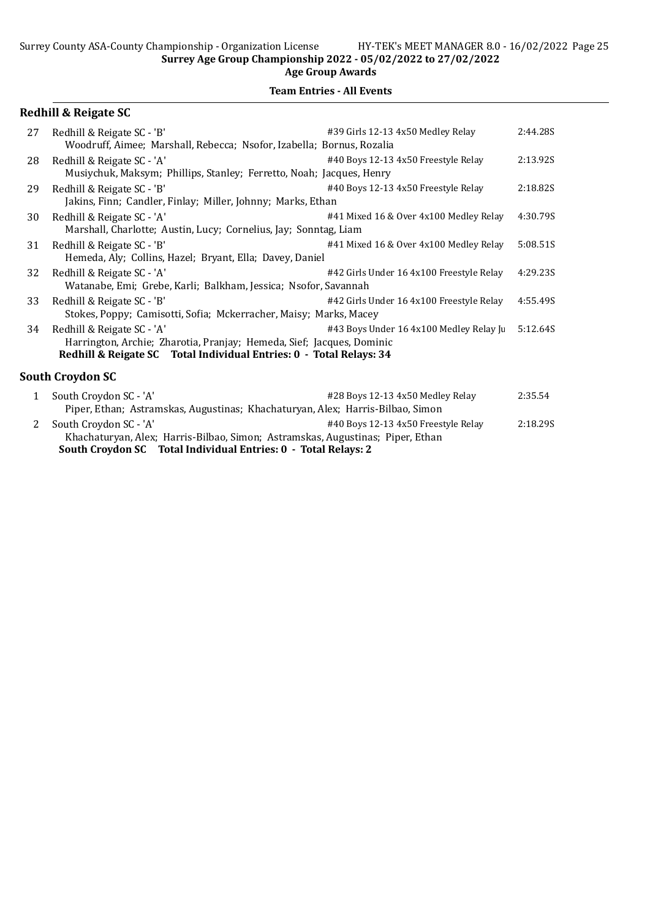Surrey Age Group Championship 2022 - 05/02/2022 to 27/02/2022

Age Group Awards

**Team Entries - All Events**

## Redhill & Reigate SC

27 Redhill & Reigate SC - 'B' — #39 Girls 12-13 4x50 Medley Relay — 2:44.28S
Woodruff, Aimee; Marshall, Rebecca; Nsofor, Izabella; Bornus, Rozalia

28 Redhill & Reigate SC - 'A' — #40 Boys 12-13 4x50 Freestyle Relay — 2:13.92S
Musiychuk, Maksym; Phillips, Stanley; Ferretto, Noah; Jacques, Henry

29 Redhill & Reigate SC - 'B' — #40 Boys 12-13 4x50 Freestyle Relay — 2:18.82S
Jakins, Finn; Candler, Finlay; Miller, Johnny; Marks, Ethan

30 Redhill & Reigate SC - 'A' — #41 Mixed 16 & Over 4x100 Medley Relay — 4:30.79S
Marshall, Charlotte; Austin, Lucy; Cornelius, Jay; Sonntag, Liam

31 Redhill & Reigate SC - 'B' — #41 Mixed 16 & Over 4x100 Medley Relay — 5:08.51S
Hemeda, Aly; Collins, Hazel; Bryant, Ella; Davey, Daniel

32 Redhill & Reigate SC - 'A' — #42 Girls Under 16 4x100 Freestyle Relay — 4:29.23S
Watanabe, Emi; Grebe, Karli; Balkham, Jessica; Nsofor, Savannah

33 Redhill & Reigate SC - 'B' — #42 Girls Under 16 4x100 Freestyle Relay — 4:55.49S
Stokes, Poppy; Camisotti, Sofia; Mckerracher, Maisy; Marks, Macey

34 Redhill & Reigate SC - 'A' — #43 Boys Under 16 4x100 Medley Relay Ju — 5:12.64S
Harrington, Archie; Zharotia, Pranjay; Hemeda, Sief; Jacques, Dominic

**Redhill & Reigate SC Total Individual Entries: 0 - Total Relays: 34**

## South Croydon SC

1 South Croydon SC - 'A' — #28 Boys 12-13 4x50 Medley Relay — 2:35.54
Piper, Ethan; Astramskas, Augustinas; Khachaturyan, Alex; Harris-Bilbao, Simon

2 South Croydon SC - 'A' — #40 Boys 12-13 4x50 Freestyle Relay — 2:18.29S
Khachaturyan, Alex; Harris-Bilbao, Simon; Astramskas, Augustinas; Piper, Ethan

**South Croydon SC Total Individual Entries: 0 - Total Relays: 2**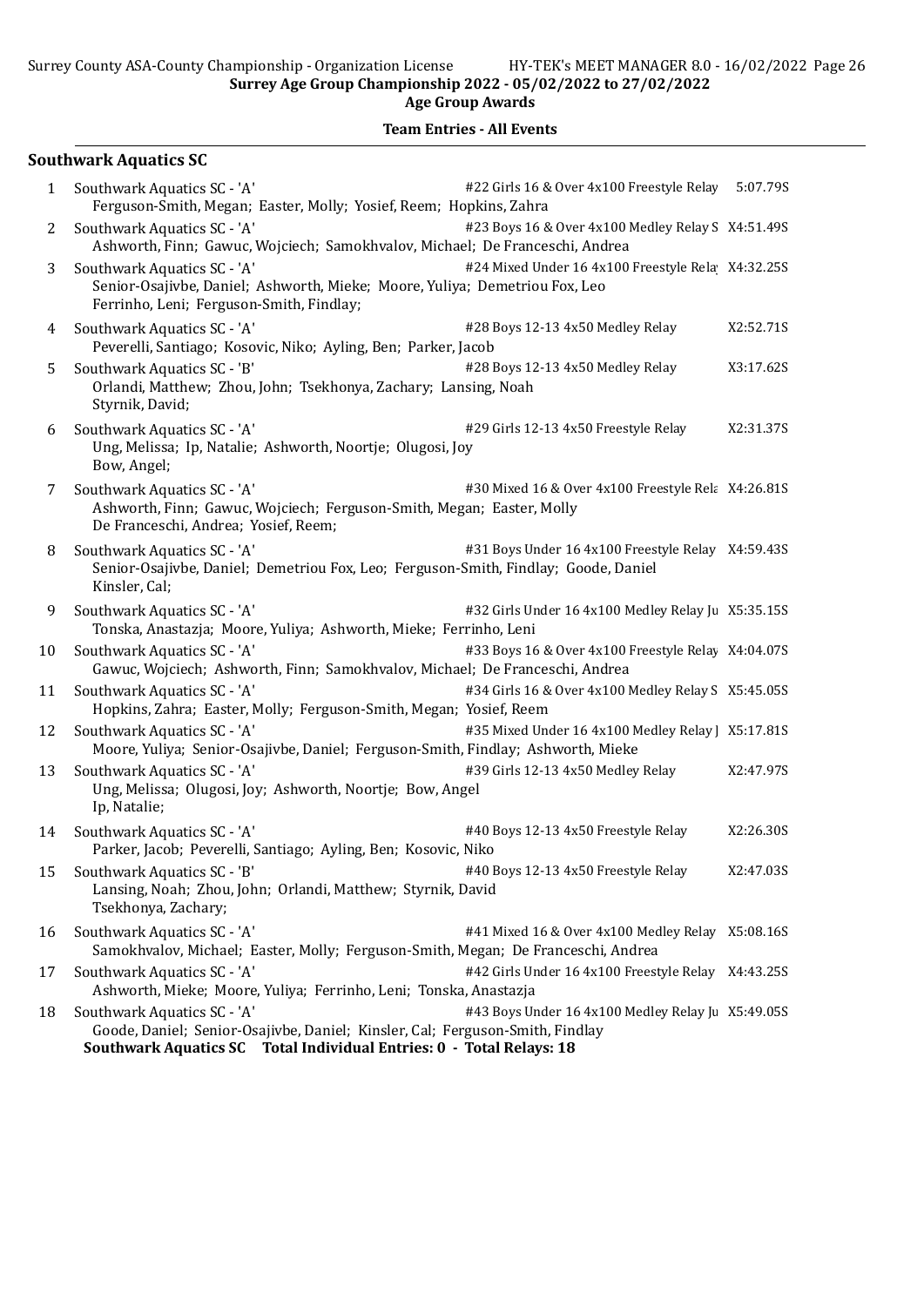Surrey Age Group Championship 2022 - 05/02/2022 to 27/02/2022

Age Group Awards

**Team Entries - All Events**

## Southwark Aquatics SC

| # | Team | Event | Time |
|---|---|---|---|
| 1 | Southwark Aquatics SC - 'A'<br>Ferguson-Smith, Megan; Easter, Molly; Yosief, Reem; Hopkins, Zahra | #22 Girls 16 & Over 4x100 Freestyle Relay | 5:07.79S |
| 2 | Southwark Aquatics SC - 'A'<br>Ashworth, Finn; Gawuc, Wojciech; Samokhvalov, Michael; De Franceschi, Andrea | #23 Boys 16 & Over 4x100 Medley Relay S | X4:51.49S |
| 3 | Southwark Aquatics SC - 'A'<br>Senior-Osajivbe, Daniel; Ashworth, Mieke; Moore, Yuliya; Demetriou Fox, Leo<br>Ferrinho, Leni; Ferguson-Smith, Findlay; | #24 Mixed Under 16 4x100 Freestyle Relay | X4:32.25S |
| 4 | Southwark Aquatics SC - 'A'<br>Peverelli, Santiago; Kosovic, Niko; Ayling, Ben; Parker, Jacob | #28 Boys 12-13 4x50 Medley Relay | X2:52.71S |
| 5 | Southwark Aquatics SC - 'B'<br>Orlandi, Matthew; Zhou, John; Tsekhonya, Zachary; Lansing, Noah<br>Styrnik, David; | #28 Boys 12-13 4x50 Medley Relay | X3:17.62S |
| 6 | Southwark Aquatics SC - 'A'<br>Ung, Melissa; Ip, Natalie; Ashworth, Noortje; Olugosi, Joy<br>Bow, Angel; | #29 Girls 12-13 4x50 Freestyle Relay | X2:31.37S |
| 7 | Southwark Aquatics SC - 'A'<br>Ashworth, Finn; Gawuc, Wojciech; Ferguson-Smith, Megan; Easter, Molly<br>De Franceschi, Andrea; Yosief, Reem; | #30 Mixed 16 & Over 4x100 Freestyle Rela | X4:26.81S |
| 8 | Southwark Aquatics SC - 'A'<br>Senior-Osajivbe, Daniel; Demetriou Fox, Leo; Ferguson-Smith, Findlay; Goode, Daniel<br>Kinsler, Cal; | #31 Boys Under 16 4x100 Freestyle Relay | X4:59.43S |
| 9 | Southwark Aquatics SC - 'A'<br>Tonska, Anastazja; Moore, Yuliya; Ashworth, Mieke; Ferrinho, Leni | #32 Girls Under 16 4x100 Medley Relay Ju | X5:35.15S |
| 10 | Southwark Aquatics SC - 'A'<br>Gawuc, Wojciech; Ashworth, Finn; Samokhvalov, Michael; De Franceschi, Andrea | #33 Boys 16 & Over 4x100 Freestyle Relay | X4:04.07S |
| 11 | Southwark Aquatics SC - 'A'<br>Hopkins, Zahra; Easter, Molly; Ferguson-Smith, Megan; Yosief, Reem | #34 Girls 16 & Over 4x100 Medley Relay S | X5:45.05S |
| 12 | Southwark Aquatics SC - 'A'<br>Moore, Yuliya; Senior-Osajivbe, Daniel; Ferguson-Smith, Findlay; Ashworth, Mieke | #35 Mixed Under 16 4x100 Medley Relay J | X5:17.81S |
| 13 | Southwark Aquatics SC - 'A'<br>Ung, Melissa; Olugosi, Joy; Ashworth, Noortje; Bow, Angel<br>Ip, Natalie; | #39 Girls 12-13 4x50 Medley Relay | X2:47.97S |
| 14 | Southwark Aquatics SC - 'A'<br>Parker, Jacob; Peverelli, Santiago; Ayling, Ben; Kosovic, Niko | #40 Boys 12-13 4x50 Freestyle Relay | X2:26.30S |
| 15 | Southwark Aquatics SC - 'B'<br>Lansing, Noah; Zhou, John; Orlandi, Matthew; Styrnik, David<br>Tsekhonya, Zachary; | #40 Boys 12-13 4x50 Freestyle Relay | X2:47.03S |
| 16 | Southwark Aquatics SC - 'A'<br>Samokhvalov, Michael; Easter, Molly; Ferguson-Smith, Megan; De Franceschi, Andrea | #41 Mixed 16 & Over 4x100 Medley Relay | X5:08.16S |
| 17 | Southwark Aquatics SC - 'A'<br>Ashworth, Mieke; Moore, Yuliya; Ferrinho, Leni; Tonska, Anastazja | #42 Girls Under 16 4x100 Freestyle Relay | X4:43.25S |
| 18 | Southwark Aquatics SC - 'A'<br>Goode, Daniel; Senior-Osajivbe, Daniel; Kinsler, Cal; Ferguson-Smith, Findlay | #43 Boys Under 16 4x100 Medley Relay Ju | X5:49.05S |

**Southwark Aquatics SC Total Individual Entries: 0 - Total Relays: 18**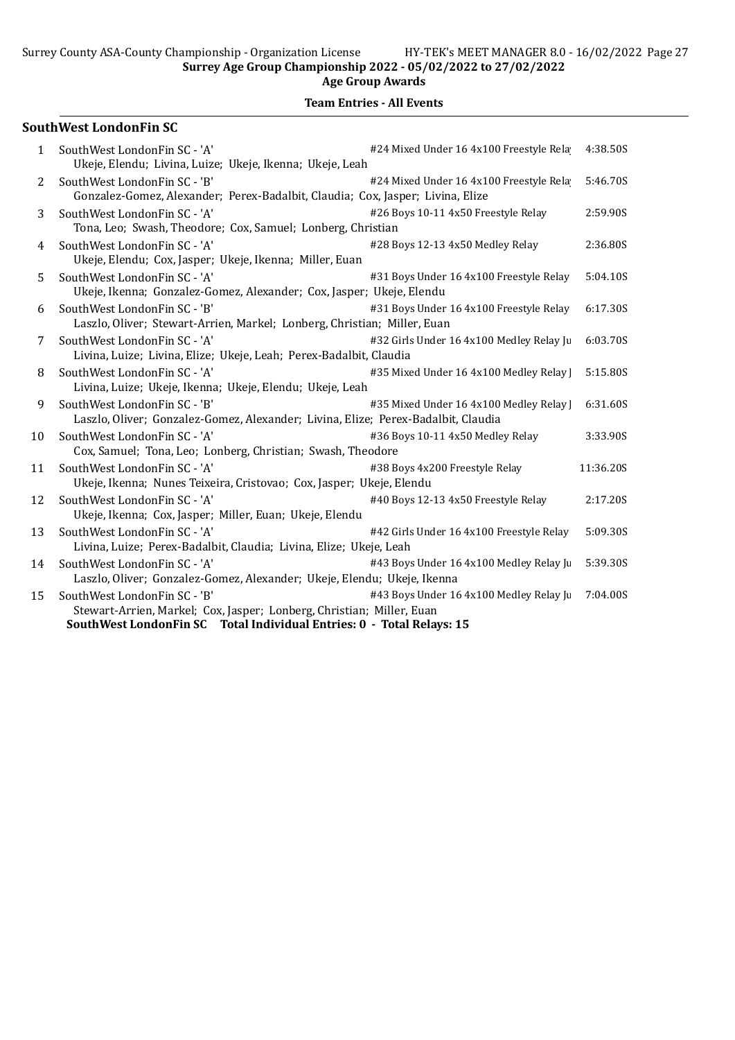Surrey Age Group Championship 2022 - 05/02/2022 to 27/02/2022

Age Group Awards

**Team Entries - All Events**

### SouthWest LondonFin SC

| # | Team | Event | Time |
|---|---|---|---|
| 1 | SouthWest LondonFin SC - 'A'<br>Ukeje, Elendu; Livina, Luize; Ukeje, Ikenna; Ukeje, Leah | #24 Mixed Under 16 4x100 Freestyle Rela | 4:38.50S |
| 2 | SouthWest LondonFin SC - 'B'<br>Gonzalez-Gomez, Alexander; Perex-Badalbit, Claudia; Cox, Jasper; Livina, Elize | #24 Mixed Under 16 4x100 Freestyle Rela | 5:46.70S |
| 3 | SouthWest LondonFin SC - 'A'<br>Tona, Leo; Swash, Theodore; Cox, Samuel; Lonberg, Christian | #26 Boys 10-11 4x50 Freestyle Relay | 2:59.90S |
| 4 | SouthWest LondonFin SC - 'A'<br>Ukeje, Elendu; Cox, Jasper; Ukeje, Ikenna; Miller, Euan | #28 Boys 12-13 4x50 Medley Relay | 2:36.80S |
| 5 | SouthWest LondonFin SC - 'A'<br>Ukeje, Ikenna; Gonzalez-Gomez, Alexander; Cox, Jasper; Ukeje, Elendu | #31 Boys Under 16 4x100 Freestyle Relay | 5:04.10S |
| 6 | SouthWest LondonFin SC - 'B'<br>Laszlo, Oliver; Stewart-Arrien, Markel; Lonberg, Christian; Miller, Euan | #31 Boys Under 16 4x100 Freestyle Relay | 6:17.30S |
| 7 | SouthWest LondonFin SC - 'A'<br>Livina, Luize; Livina, Elize; Ukeje, Leah; Perex-Badalbit, Claudia | #32 Girls Under 16 4x100 Medley Relay Ju | 6:03.70S |
| 8 | SouthWest LondonFin SC - 'A'<br>Livina, Luize; Ukeje, Ikenna; Ukeje, Elendu; Ukeje, Leah | #35 Mixed Under 16 4x100 Medley Relay J | 5:15.80S |
| 9 | SouthWest LondonFin SC - 'B'<br>Laszlo, Oliver; Gonzalez-Gomez, Alexander; Livina, Elize; Perex-Badalbit, Claudia | #35 Mixed Under 16 4x100 Medley Relay J | 6:31.60S |
| 10 | SouthWest LondonFin SC - 'A'<br>Cox, Samuel; Tona, Leo; Lonberg, Christian; Swash, Theodore | #36 Boys 10-11 4x50 Medley Relay | 3:33.90S |
| 11 | SouthWest LondonFin SC - 'A'<br>Ukeje, Ikenna; Nunes Teixeira, Cristovao; Cox, Jasper; Ukeje, Elendu | #38 Boys 4x200 Freestyle Relay | 11:36.20S |
| 12 | SouthWest LondonFin SC - 'A'<br>Ukeje, Ikenna; Cox, Jasper; Miller, Euan; Ukeje, Elendu | #40 Boys 12-13 4x50 Freestyle Relay | 2:17.20S |
| 13 | SouthWest LondonFin SC - 'A'<br>Livina, Luize; Perex-Badalbit, Claudia; Livina, Elize; Ukeje, Leah | #42 Girls Under 16 4x100 Freestyle Relay | 5:09.30S |
| 14 | SouthWest LondonFin SC - 'A'<br>Laszlo, Oliver; Gonzalez-Gomez, Alexander; Ukeje, Elendu; Ukeje, Ikenna | #43 Boys Under 16 4x100 Medley Relay Ju | 5:39.30S |
| 15 | SouthWest LondonFin SC - 'B'<br>Stewart-Arrien, Markel; Cox, Jasper; Lonberg, Christian; Miller, Euan | #43 Boys Under 16 4x100 Medley Relay Ju | 7:04.00S |

**SouthWest LondonFin SC Total Individual Entries: 0 - Total Relays: 15**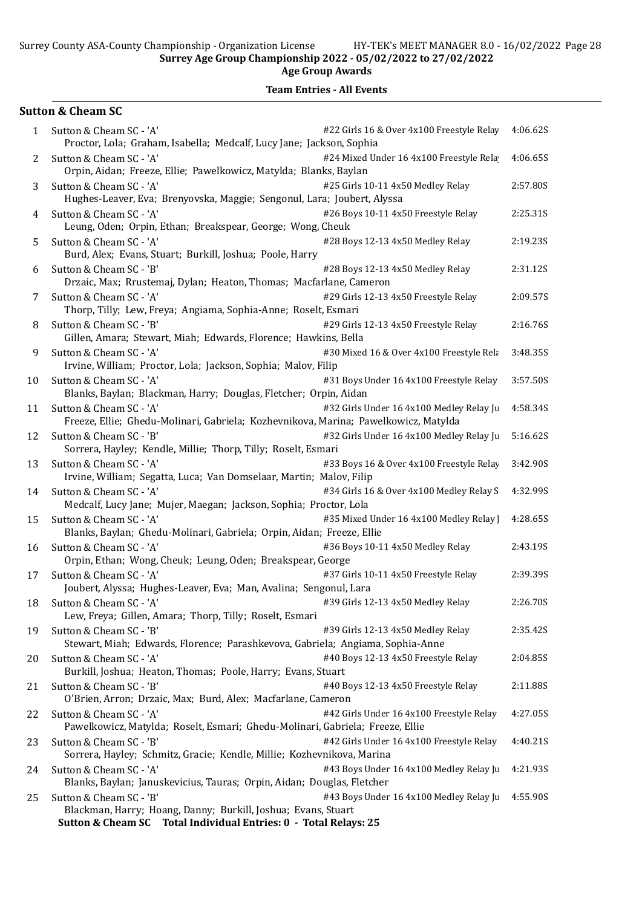**Surrey Age Group Championship 2022 - 05/02/2022 to 27/02/2022**

**Age Group Awards**

## Team Entries - All Events

### Sutton & Cheam SC

| # | Team | Event | Time |
|---|---|---|---|
| 1 | Sutton & Cheam SC - 'A'<br>Proctor, Lola; Graham, Isabella; Medcalf, Lucy Jane; Jackson, Sophia | #22 Girls 16 & Over 4x100 Freestyle Relay | 4:06.62S |
| 2 | Sutton & Cheam SC - 'A'<br>Orpin, Aidan; Freeze, Ellie; Pawelkowicz, Matylda; Blanks, Baylan | #24 Mixed Under 16 4x100 Freestyle Rela | 4:06.65S |
| 3 | Sutton & Cheam SC - 'A'<br>Hughes-Leaver, Eva; Brenyovska, Maggie; Sengonul, Lara; Joubert, Alyssa | #25 Girls 10-11 4x50 Medley Relay | 2:57.80S |
| 4 | Sutton & Cheam SC - 'A'<br>Leung, Oden; Orpin, Ethan; Breakspear, George; Wong, Cheuk | #26 Boys 10-11 4x50 Freestyle Relay | 2:25.31S |
| 5 | Sutton & Cheam SC - 'A'<br>Burd, Alex; Evans, Stuart; Burkill, Joshua; Poole, Harry | #28 Boys 12-13 4x50 Medley Relay | 2:19.23S |
| 6 | Sutton & Cheam SC - 'B'<br>Drzaic, Max; Rrustemaj, Dylan; Heaton, Thomas; Macfarlane, Cameron | #28 Boys 12-13 4x50 Medley Relay | 2:31.12S |
| 7 | Sutton & Cheam SC - 'A'<br>Thorp, Tilly; Lew, Freya; Angiama, Sophia-Anne; Roselt, Esmari | #29 Girls 12-13 4x50 Freestyle Relay | 2:09.57S |
| 8 | Sutton & Cheam SC - 'B'<br>Gillen, Amara; Stewart, Miah; Edwards, Florence; Hawkins, Bella | #29 Girls 12-13 4x50 Freestyle Relay | 2:16.76S |
| 9 | Sutton & Cheam SC - 'A'<br>Irvine, William; Proctor, Lola; Jackson, Sophia; Malov, Filip | #30 Mixed 16 & Over 4x100 Freestyle Rela | 3:48.35S |
| 10 | Sutton & Cheam SC - 'A'<br>Blanks, Baylan; Blackman, Harry; Douglas, Fletcher; Orpin, Aidan | #31 Boys Under 16 4x100 Freestyle Relay | 3:57.50S |
| 11 | Sutton & Cheam SC - 'A'<br>Freeze, Ellie; Ghedu-Molinari, Gabriela; Kozhevnikova, Marina; Pawelkowicz, Matylda | #32 Girls Under 16 4x100 Medley Relay Ju | 4:58.34S |
| 12 | Sutton & Cheam SC - 'B'<br>Sorrera, Hayley; Kendle, Millie; Thorp, Tilly; Roselt, Esmari | #32 Girls Under 16 4x100 Medley Relay Ju | 5:16.62S |
| 13 | Sutton & Cheam SC - 'A'<br>Irvine, William; Segatta, Luca; Van Domselaar, Martin; Malov, Filip | #33 Boys 16 & Over 4x100 Freestyle Relay | 3:42.90S |
| 14 | Sutton & Cheam SC - 'A'<br>Medcalf, Lucy Jane; Mujer, Maegan; Jackson, Sophia; Proctor, Lola | #34 Girls 16 & Over 4x100 Medley Relay S | 4:32.99S |
| 15 | Sutton & Cheam SC - 'A'<br>Blanks, Baylan; Ghedu-Molinari, Gabriela; Orpin, Aidan; Freeze, Ellie | #35 Mixed Under 16 4x100 Medley Relay J | 4:28.65S |
| 16 | Sutton & Cheam SC - 'A'<br>Orpin, Ethan; Wong, Cheuk; Leung, Oden; Breakspear, George | #36 Boys 10-11 4x50 Medley Relay | 2:43.19S |
| 17 | Sutton & Cheam SC - 'A'<br>Joubert, Alyssa; Hughes-Leaver, Eva; Man, Avalina; Sengonul, Lara | #37 Girls 10-11 4x50 Freestyle Relay | 2:39.39S |
| 18 | Sutton & Cheam SC - 'A'<br>Lew, Freya; Gillen, Amara; Thorp, Tilly; Roselt, Esmari | #39 Girls 12-13 4x50 Medley Relay | 2:26.70S |
| 19 | Sutton & Cheam SC - 'B'<br>Stewart, Miah; Edwards, Florence; Parashkevova, Gabriela; Angiama, Sophia-Anne | #39 Girls 12-13 4x50 Medley Relay | 2:35.42S |
| 20 | Sutton & Cheam SC - 'A'<br>Burkill, Joshua; Heaton, Thomas; Poole, Harry; Evans, Stuart | #40 Boys 12-13 4x50 Freestyle Relay | 2:04.85S |
| 21 | Sutton & Cheam SC - 'B'<br>O'Brien, Arron; Drzaic, Max; Burd, Alex; Macfarlane, Cameron | #40 Boys 12-13 4x50 Freestyle Relay | 2:11.88S |
| 22 | Sutton & Cheam SC - 'A'<br>Pawelkowicz, Matylda; Roselt, Esmari; Ghedu-Molinari, Gabriela; Freeze, Ellie | #42 Girls Under 16 4x100 Freestyle Relay | 4:27.05S |
| 23 | Sutton & Cheam SC - 'B'<br>Sorrera, Hayley; Schmitz, Gracie; Kendle, Millie; Kozhevnikova, Marina | #42 Girls Under 16 4x100 Freestyle Relay | 4:40.21S |
| 24 | Sutton & Cheam SC - 'A'<br>Blanks, Baylan; Januskevicius, Tauras; Orpin, Aidan; Douglas, Fletcher | #43 Boys Under 16 4x100 Medley Relay Ju | 4:21.93S |
| 25 | Sutton & Cheam SC - 'B'<br>Blackman, Harry; Hoang, Danny; Burkill, Joshua; Evans, Stuart | #43 Boys Under 16 4x100 Medley Relay Ju | 4:55.90S |

**Sutton & Cheam SC Total Individual Entries: 0 - Total Relays: 25**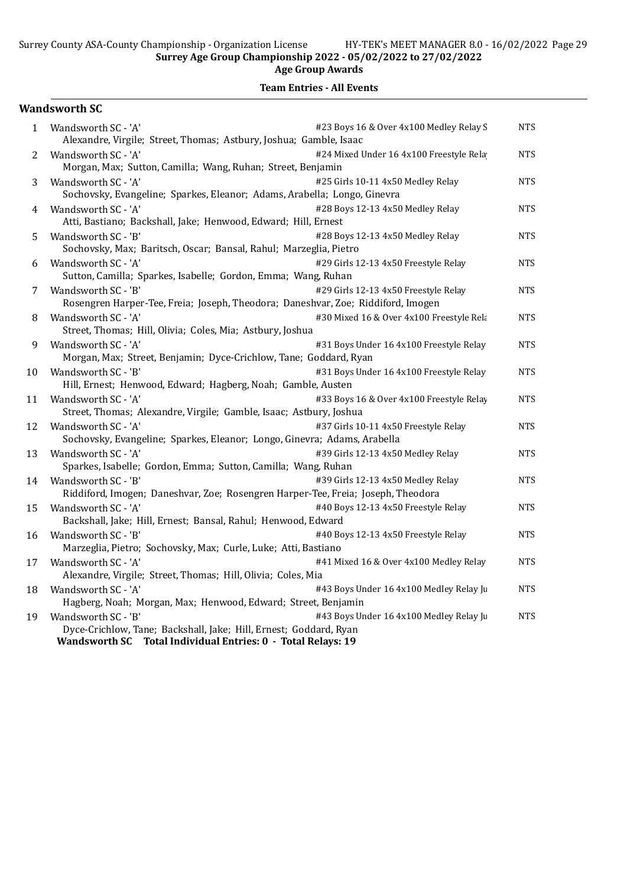Surrey Age Group Championship 2022 - 05/02/2022 to 27/02/2022

Age Group Awards

## Team Entries - All Events

### Wandsworth SC

| # | Team | Event | Seed |
|---|---|---|---|
| 1 | Wandsworth SC - 'A'<br>Alexandre, Virgile; Street, Thomas; Astbury, Joshua; Gamble, Isaac | #23 Boys 16 & Over 4x100 Medley Relay S | NTS |
| 2 | Wandsworth SC - 'A'<br>Morgan, Max; Sutton, Camilla; Wang, Ruhan; Street, Benjamin | #24 Mixed Under 16 4x100 Freestyle Rela | NTS |
| 3 | Wandsworth SC - 'A'<br>Sochovsky, Evangeline; Sparkes, Eleanor; Adams, Arabella; Longo, Ginevra | #25 Girls 10-11 4x50 Medley Relay | NTS |
| 4 | Wandsworth SC - 'A'<br>Atti, Bastiano; Backshall, Jake; Henwood, Edward; Hill, Ernest | #28 Boys 12-13 4x50 Medley Relay | NTS |
| 5 | Wandsworth SC - 'B'<br>Sochovsky, Max; Baritsch, Oscar; Bansal, Rahul; Marzeglia, Pietro | #28 Boys 12-13 4x50 Medley Relay | NTS |
| 6 | Wandsworth SC - 'A'<br>Sutton, Camilla; Sparkes, Isabelle; Gordon, Emma; Wang, Ruhan | #29 Girls 12-13 4x50 Freestyle Relay | NTS |
| 7 | Wandsworth SC - 'B'<br>Rosengren Harper-Tee, Freia; Joseph, Theodora; Daneshvar, Zoe; Riddiford, Imogen | #29 Girls 12-13 4x50 Freestyle Relay | NTS |
| 8 | Wandsworth SC - 'A'<br>Street, Thomas; Hill, Olivia; Coles, Mia; Astbury, Joshua | #30 Mixed 16 & Over 4x100 Freestyle Rela | NTS |
| 9 | Wandsworth SC - 'A'<br>Morgan, Max; Street, Benjamin; Dyce-Crichlow, Tane; Goddard, Ryan | #31 Boys Under 16 4x100 Freestyle Relay | NTS |
| 10 | Wandsworth SC - 'B'<br>Hill, Ernest; Henwood, Edward; Hagberg, Noah; Gamble, Austen | #31 Boys Under 16 4x100 Freestyle Relay | NTS |
| 11 | Wandsworth SC - 'A'<br>Street, Thomas; Alexandre, Virgile; Gamble, Isaac; Astbury, Joshua | #33 Boys 16 & Over 4x100 Freestyle Relay | NTS |
| 12 | Wandsworth SC - 'A'<br>Sochovsky, Evangeline; Sparkes, Eleanor; Longo, Ginevra; Adams, Arabella | #37 Girls 10-11 4x50 Freestyle Relay | NTS |
| 13 | Wandsworth SC - 'A'<br>Sparkes, Isabelle; Gordon, Emma; Sutton, Camilla; Wang, Ruhan | #39 Girls 12-13 4x50 Medley Relay | NTS |
| 14 | Wandsworth SC - 'B'<br>Riddiford, Imogen; Daneshvar, Zoe; Rosengren Harper-Tee, Freia; Joseph, Theodora | #39 Girls 12-13 4x50 Medley Relay | NTS |
| 15 | Wandsworth SC - 'A'<br>Backshall, Jake; Hill, Ernest; Bansal, Rahul; Henwood, Edward | #40 Boys 12-13 4x50 Freestyle Relay | NTS |
| 16 | Wandsworth SC - 'B'<br>Marzeglia, Pietro; Sochovsky, Max; Curle, Luke; Atti, Bastiano | #40 Boys 12-13 4x50 Freestyle Relay | NTS |
| 17 | Wandsworth SC - 'A'<br>Alexandre, Virgile; Street, Thomas; Hill, Olivia; Coles, Mia | #41 Mixed 16 & Over 4x100 Medley Relay | NTS |
| 18 | Wandsworth SC - 'A'<br>Hagberg, Noah; Morgan, Max; Henwood, Edward; Street, Benjamin | #43 Boys Under 16 4x100 Medley Relay Ju | NTS |
| 19 | Wandsworth SC - 'B'<br>Dyce-Crichlow, Tane; Backshall, Jake; Hill, Ernest; Goddard, Ryan | #43 Boys Under 16 4x100 Medley Relay Ju | NTS |

**Wandsworth SC Total Individual Entries: 0 - Total Relays: 19**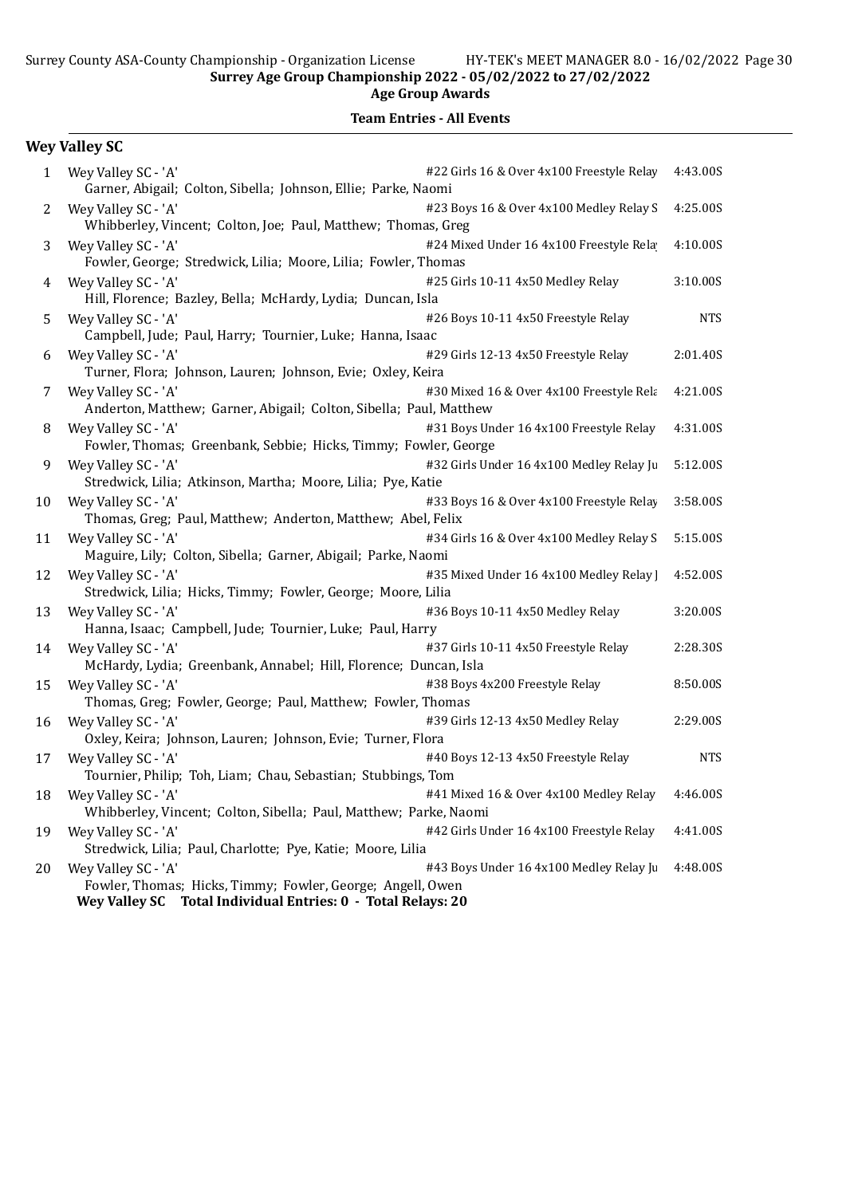**Surrey Age Group Championship 2022 - 05/02/2022 to 27/02/2022**

**Age Group Awards**

**Team Entries - All Events**

## Wey Valley SC

| # | Team | Event | Seed Time |
|---|---|---|---|
| 1 | Wey Valley SC - 'A'<br>Garner, Abigail; Colton, Sibella; Johnson, Ellie; Parke, Naomi | #22 Girls 16 & Over 4x100 Freestyle Relay | 4:43.00S |
| 2 | Wey Valley SC - 'A'<br>Whibberley, Vincent; Colton, Joe; Paul, Matthew; Thomas, Greg | #23 Boys 16 & Over 4x100 Medley Relay S | 4:25.00S |
| 3 | Wey Valley SC - 'A'<br>Fowler, George; Stredwick, Lilia; Moore, Lilia; Fowler, Thomas | #24 Mixed Under 16 4x100 Freestyle Rela | 4:10.00S |
| 4 | Wey Valley SC - 'A'<br>Hill, Florence; Bazley, Bella; McHardy, Lydia; Duncan, Isla | #25 Girls 10-11 4x50 Medley Relay | 3:10.00S |
| 5 | Wey Valley SC - 'A'<br>Campbell, Jude; Paul, Harry; Tournier, Luke; Hanna, Isaac | #26 Boys 10-11 4x50 Freestyle Relay | NTS |
| 6 | Wey Valley SC - 'A'<br>Turner, Flora; Johnson, Lauren; Johnson, Evie; Oxley, Keira | #29 Girls 12-13 4x50 Freestyle Relay | 2:01.40S |
| 7 | Wey Valley SC - 'A'<br>Anderton, Matthew; Garner, Abigail; Colton, Sibella; Paul, Matthew | #30 Mixed 16 & Over 4x100 Freestyle Rela | 4:21.00S |
| 8 | Wey Valley SC - 'A'<br>Fowler, Thomas; Greenbank, Sebbie; Hicks, Timmy; Fowler, George | #31 Boys Under 16 4x100 Freestyle Relay | 4:31.00S |
| 9 | Wey Valley SC - 'A'<br>Stredwick, Lilia; Atkinson, Martha; Moore, Lilia; Pye, Katie | #32 Girls Under 16 4x100 Medley Relay Ju | 5:12.00S |
| 10 | Wey Valley SC - 'A'<br>Thomas, Greg; Paul, Matthew; Anderton, Matthew; Abel, Felix | #33 Boys 16 & Over 4x100 Freestyle Relay | 3:58.00S |
| 11 | Wey Valley SC - 'A'<br>Maguire, Lily; Colton, Sibella; Garner, Abigail; Parke, Naomi | #34 Girls 16 & Over 4x100 Medley Relay S | 5:15.00S |
| 12 | Wey Valley SC - 'A'<br>Stredwick, Lilia; Hicks, Timmy; Fowler, George; Moore, Lilia | #35 Mixed Under 16 4x100 Medley Relay J | 4:52.00S |
| 13 | Wey Valley SC - 'A'<br>Hanna, Isaac; Campbell, Jude; Tournier, Luke; Paul, Harry | #36 Boys 10-11 4x50 Medley Relay | 3:20.00S |
| 14 | Wey Valley SC - 'A'<br>McHardy, Lydia; Greenbank, Annabel; Hill, Florence; Duncan, Isla | #37 Girls 10-11 4x50 Freestyle Relay | 2:28.30S |
| 15 | Wey Valley SC - 'A'<br>Thomas, Greg; Fowler, George; Paul, Matthew; Fowler, Thomas | #38 Boys 4x200 Freestyle Relay | 8:50.00S |
| 16 | Wey Valley SC - 'A'<br>Oxley, Keira; Johnson, Lauren; Johnson, Evie; Turner, Flora | #39 Girls 12-13 4x50 Medley Relay | 2:29.00S |
| 17 | Wey Valley SC - 'A'<br>Tournier, Philip; Toh, Liam; Chau, Sebastian; Stubbings, Tom | #40 Boys 12-13 4x50 Freestyle Relay | NTS |
| 18 | Wey Valley SC - 'A'<br>Whibberley, Vincent; Colton, Sibella; Paul, Matthew; Parke, Naomi | #41 Mixed 16 & Over 4x100 Medley Relay | 4:46.00S |
| 19 | Wey Valley SC - 'A'<br>Stredwick, Lilia; Paul, Charlotte; Pye, Katie; Moore, Lilia | #42 Girls Under 16 4x100 Freestyle Relay | 4:41.00S |
| 20 | Wey Valley SC - 'A'<br>Fowler, Thomas; Hicks, Timmy; Fowler, George; Angell, Owen | #43 Boys Under 16 4x100 Medley Relay Ju | 4:48.00S |

**Wey Valley SC Total Individual Entries: 0 - Total Relays: 20**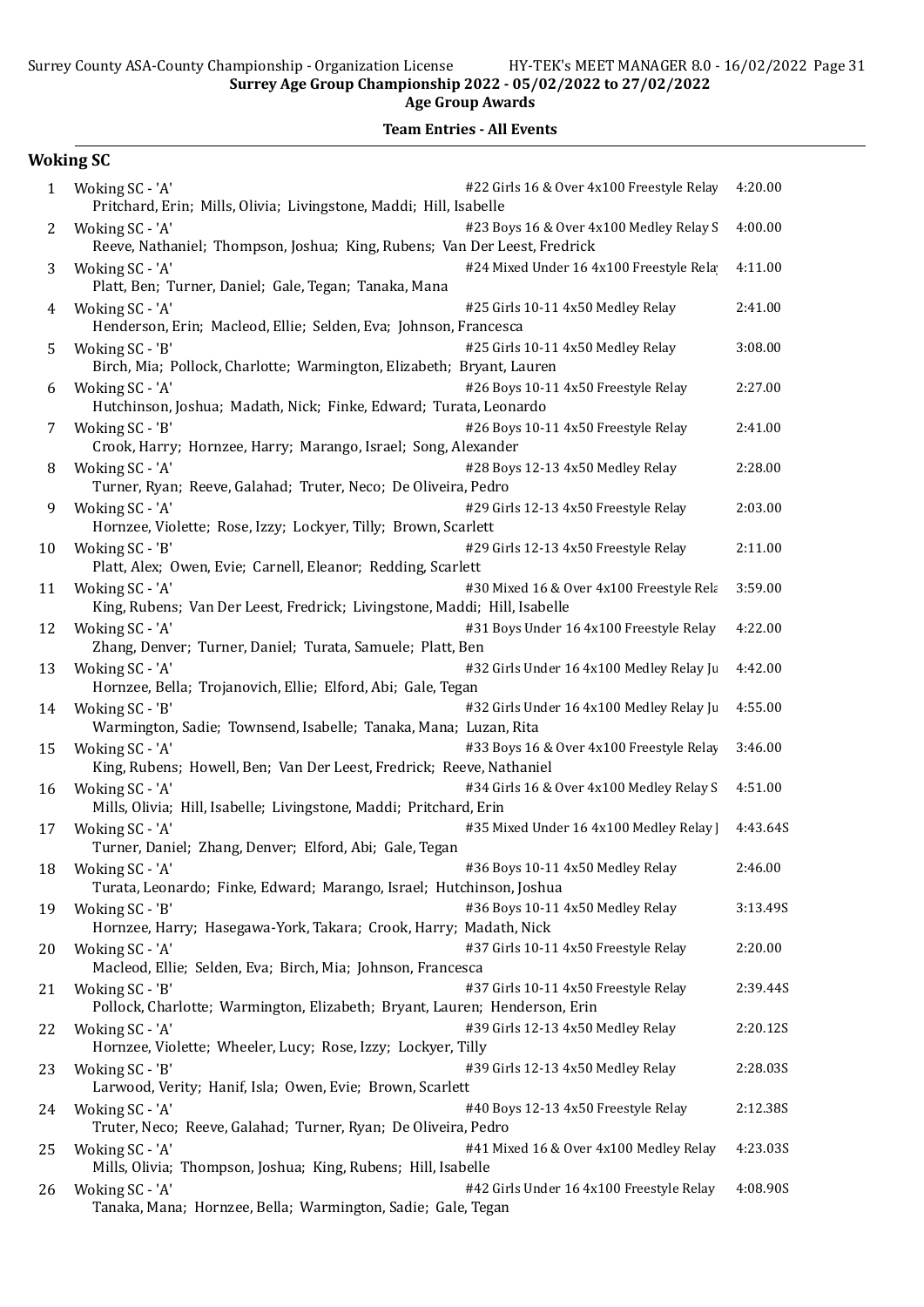Surrey Age Group Championship 2022 - 05/02/2022 to 27/02/2022

Age Group Awards

## Team Entries - All Events

### Woking SC

| # | Team | Event | Time |
|---|---|---|---|
| 1 | Woking SC - 'A'<br>Pritchard, Erin; Mills, Olivia; Livingstone, Maddi; Hill, Isabelle | #22 Girls 16 & Over 4x100 Freestyle Relay | 4:20.00 |
| 2 | Woking SC - 'A'<br>Reeve, Nathaniel; Thompson, Joshua; King, Rubens; Van Der Leest, Fredrick | #23 Boys 16 & Over 4x100 Medley Relay S | 4:00.00 |
| 3 | Woking SC - 'A'<br>Platt, Ben; Turner, Daniel; Gale, Tegan; Tanaka, Mana | #24 Mixed Under 16 4x100 Freestyle Rela | 4:11.00 |
| 4 | Woking SC - 'A'<br>Henderson, Erin; Macleod, Ellie; Selden, Eva; Johnson, Francesca | #25 Girls 10-11 4x50 Medley Relay | 2:41.00 |
| 5 | Woking SC - 'B'<br>Birch, Mia; Pollock, Charlotte; Warmington, Elizabeth; Bryant, Lauren | #25 Girls 10-11 4x50 Medley Relay | 3:08.00 |
| 6 | Woking SC - 'A'<br>Hutchinson, Joshua; Madath, Nick; Finke, Edward; Turata, Leonardo | #26 Boys 10-11 4x50 Freestyle Relay | 2:27.00 |
| 7 | Woking SC - 'B'<br>Crook, Harry; Hornzee, Harry; Marango, Israel; Song, Alexander | #26 Boys 10-11 4x50 Freestyle Relay | 2:41.00 |
| 8 | Woking SC - 'A'<br>Turner, Ryan; Reeve, Galahad; Truter, Neco; De Oliveira, Pedro | #28 Boys 12-13 4x50 Medley Relay | 2:28.00 |
| 9 | Woking SC - 'A'<br>Hornzee, Violette; Rose, Izzy; Lockyer, Tilly; Brown, Scarlett | #29 Girls 12-13 4x50 Freestyle Relay | 2:03.00 |
| 10 | Woking SC - 'B'<br>Platt, Alex; Owen, Evie; Carnell, Eleanor; Redding, Scarlett | #29 Girls 12-13 4x50 Freestyle Relay | 2:11.00 |
| 11 | Woking SC - 'A'<br>King, Rubens; Van Der Leest, Fredrick; Livingstone, Maddi; Hill, Isabelle | #30 Mixed 16 & Over 4x100 Freestyle Rela | 3:59.00 |
| 12 | Woking SC - 'A'<br>Zhang, Denver; Turner, Daniel; Turata, Samuele; Platt, Ben | #31 Boys Under 16 4x100 Freestyle Relay | 4:22.00 |
| 13 | Woking SC - 'A'<br>Hornzee, Bella; Trojanovich, Ellie; Elford, Abi; Gale, Tegan | #32 Girls Under 16 4x100 Medley Relay Ju | 4:42.00 |
| 14 | Woking SC - 'B'<br>Warmington, Sadie; Townsend, Isabelle; Tanaka, Mana; Luzan, Rita | #32 Girls Under 16 4x100 Medley Relay Ju | 4:55.00 |
| 15 | Woking SC - 'A'<br>King, Rubens; Howell, Ben; Van Der Leest, Fredrick; Reeve, Nathaniel | #33 Boys 16 & Over 4x100 Freestyle Relay | 3:46.00 |
| 16 | Woking SC - 'A'<br>Mills, Olivia; Hill, Isabelle; Livingstone, Maddi; Pritchard, Erin | #34 Girls 16 & Over 4x100 Medley Relay S | 4:51.00 |
| 17 | Woking SC - 'A'<br>Turner, Daniel; Zhang, Denver; Elford, Abi; Gale, Tegan | #35 Mixed Under 16 4x100 Medley Relay J | 4:43.64S |
| 18 | Woking SC - 'A'<br>Turata, Leonardo; Finke, Edward; Marango, Israel; Hutchinson, Joshua | #36 Boys 10-11 4x50 Medley Relay | 2:46.00 |
| 19 | Woking SC - 'B'<br>Hornzee, Harry; Hasegawa-York, Takara; Crook, Harry; Madath, Nick | #36 Boys 10-11 4x50 Medley Relay | 3:13.49S |
| 20 | Woking SC - 'A'<br>Macleod, Ellie; Selden, Eva; Birch, Mia; Johnson, Francesca | #37 Girls 10-11 4x50 Freestyle Relay | 2:20.00 |
| 21 | Woking SC - 'B'<br>Pollock, Charlotte; Warmington, Elizabeth; Bryant, Lauren; Henderson, Erin | #37 Girls 10-11 4x50 Freestyle Relay | 2:39.44S |
| 22 | Woking SC - 'A'<br>Hornzee, Violette; Wheeler, Lucy; Rose, Izzy; Lockyer, Tilly | #39 Girls 12-13 4x50 Medley Relay | 2:20.12S |
| 23 | Woking SC - 'B'<br>Larwood, Verity; Hanif, Isla; Owen, Evie; Brown, Scarlett | #39 Girls 12-13 4x50 Medley Relay | 2:28.03S |
| 24 | Woking SC - 'A'<br>Truter, Neco; Reeve, Galahad; Turner, Ryan; De Oliveira, Pedro | #40 Boys 12-13 4x50 Freestyle Relay | 2:12.38S |
| 25 | Woking SC - 'A'<br>Mills, Olivia; Thompson, Joshua; King, Rubens; Hill, Isabelle | #41 Mixed 16 & Over 4x100 Medley Relay | 4:23.03S |
| 26 | Woking SC - 'A'<br>Tanaka, Mana; Hornzee, Bella; Warmington, Sadie; Gale, Tegan | #42 Girls Under 16 4x100 Freestyle Relay | 4:08.90S |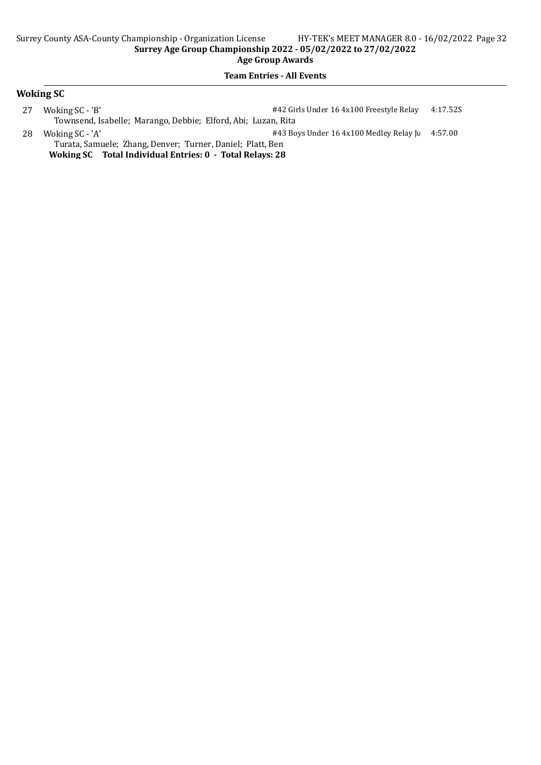## Team Entries - All Events

### Woking SC

| | | | |
|---|---|---|---|
| 27 | Woking SC - 'B' | #42 Girls Under 16 4x100 Freestyle Relay | 4:17.52S |
| | Townsend, Isabelle; Marango, Debbie; Elford, Abi; Luzan, Rita | | |
| 28 | Woking SC - 'A' | #43 Boys Under 16 4x100 Medley Relay Ju | 4:57.00 |
| | Turata, Samuele; Zhang, Denver; Turner, Daniel; Platt, Ben | | |

**Woking SC Total Individual Entries: 0 - Total Relays: 28**